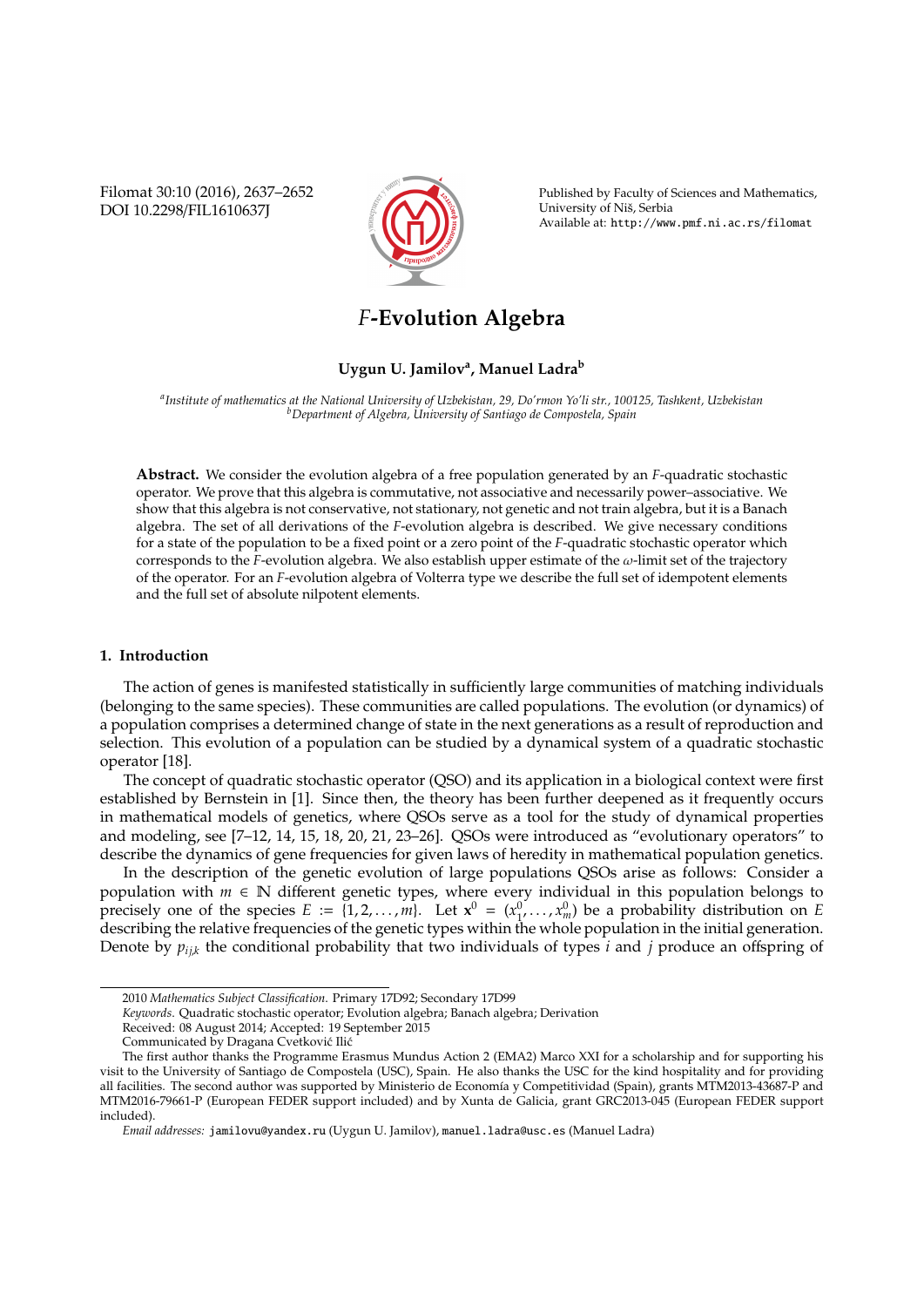# $F$-Evolution Algebra

**Uygun U. Jamilov[a], Manuel Ladra[b]**

[a]*Institute of mathematics at the National University of Uzbekistan, 29, Do'rmon Yo'li str., 100125, Tashkent, Uzbekistan*
[b]*Department of Algebra, University of Santiago de Compostela, Spain*

**Abstract.** We consider the evolution algebra of a free population generated by an $F$-quadratic stochastic operator. We prove that this algebra is commutative, not associative and necessarily power–associative. We show that this algebra is not conservative, not stationary, not genetic and not train algebra, but it is a Banach algebra. The set of all derivations of the $F$-evolution algebra is described. We give necessary conditions for a state of the population to be a fixed point or a zero point of the $F$-quadratic stochastic operator which corresponds to the $F$-evolution algebra. We also establish upper estimate of the $\omega$-limit set of the trajectory of the operator. For an $F$-evolution algebra of Volterra type we describe the full set of idempotent elements and the full set of absolute nilpotent elements.

## 1. Introduction

The action of genes is manifested statistically in sufficiently large communities of matching individuals (belonging to the same species). These communities are called populations. The evolution (or dynamics) of a population comprises a determined change of state in the next generations as a result of reproduction and selection. This evolution of a population can be studied by a dynamical system of a quadratic stochastic operator [18].

The concept of quadratic stochastic operator (QSO) and its application in a biological context were first established by Bernstein in [1]. Since then, the theory has been further deepened as it frequently occurs in mathematical models of genetics, where QSOs serve as a tool for the study of dynamical properties and modeling, see [7–12, 14, 15, 18, 20, 21, 23–26]. QSOs were introduced as "evolutionary operators" to describe the dynamics of gene frequencies for given laws of heredity in mathematical population genetics.

In the description of the genetic evolution of large populations QSOs arise as follows: Consider a population with $m \in \mathbb{N}$ different genetic types, where every individual in this population belongs to precisely one of the species $E := \{1, 2, \dots, m\}$. Let $\mathbf{x}^0 = (x_1^0, \dots, x_m^0)$ be a probability distribution on $E$ describing the relative frequencies of the genetic types within the whole population in the initial generation. Denote by $p_{ij,k}$ the conditional probability that two individuals of types $i$ and $j$ produce an offspring of

---

2010 *Mathematics Subject Classification*. Primary 17D92; Secondary 17D99

*Keywords*. Quadratic stochastic operator; Evolution algebra; Banach algebra; Derivation

Received: 08 August 2014; Accepted: 19 September 2015

Communicated by Dragana Cvetković Ilić

The first author thanks the Programme Erasmus Mundus Action 2 (EMA2) Marco XXI for a scholarship and for supporting his visit to the University of Santiago de Compostela (USC), Spain. He also thanks the USC for the kind hospitality and for providing all facilities. The second author was supported by Ministerio de Economía y Competitividad (Spain), grants MTM2013-43687-P and MTM2016-79661-P (European FEDER support included) and by Xunta de Galicia, grant GRC2013-045 (European FEDER support included).

*Email addresses:* jamilovu@yandex.ru (Uygun U. Jamilov), manuel.ladra@usc.es (Manuel Ladra)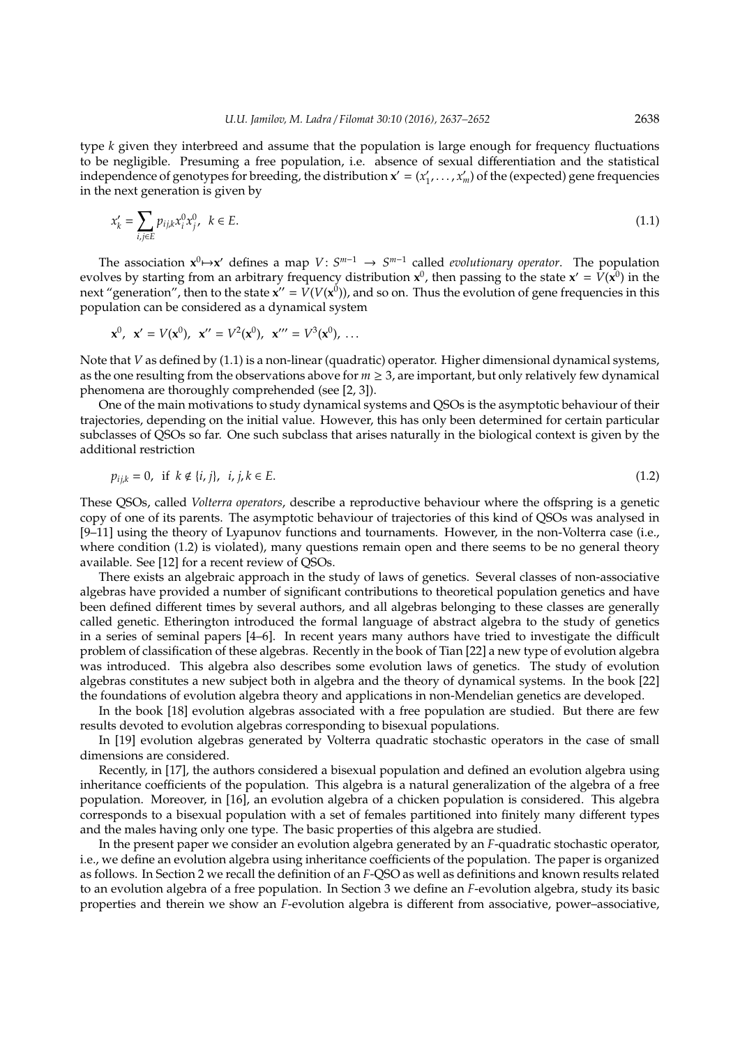type $k$ given they interbreed and assume that the population is large enough for frequency fluctuations to be negligible. Presuming a free population, i.e. absence of sexual differentiation and the statistical independence of genotypes for breeding, the distribution $\mathbf{x}' = (x'_1, \ldots, x'_m)$ of the (expected) gene frequencies in the next generation is given by

$$x'_k = \sum_{i,j \in E} p_{ij,k} x_i^0 x_j^0, \quad k \in E. \tag{1.1}$$

The association $\mathbf{x}^0 \mapsto \mathbf{x}'$ defines a map $V\colon S^{m-1} \to S^{m-1}$ called *evolutionary operator*. The population evolves by starting from an arbitrary frequency distribution $\mathbf{x}^0$, then passing to the state $\mathbf{x}' = V(\mathbf{x}^0)$ in the next "generation", then to the state $\mathbf{x}'' = V(V(\mathbf{x}^0))$, and so on. Thus the evolution of gene frequencies in this population can be considered as a dynamical system

$$\mathbf{x}^0, \ \mathbf{x}' = V(\mathbf{x}^0), \ \mathbf{x}'' = V^2(\mathbf{x}^0), \ \mathbf{x}''' = V^3(\mathbf{x}^0), \ \ldots$$

Note that $V$ as defined by (1.1) is a non-linear (quadratic) operator. Higher dimensional dynamical systems, as the one resulting from the observations above for $m \geq 3$, are important, but only relatively few dynamical phenomena are thoroughly comprehended (see [2, 3]).

One of the main motivations to study dynamical systems and QSOs is the asymptotic behaviour of their trajectories, depending on the initial value. However, this has only been determined for certain particular subclasses of QSOs so far. One such subclass that arises naturally in the biological context is given by the additional restriction

$$p_{ij,k} = 0, \ \text{ if } k \notin \{i, j\}, \ \ i, j, k \in E. \tag{1.2}$$

These QSOs, called *Volterra operators*, describe a reproductive behaviour where the offspring is a genetic copy of one of its parents. The asymptotic behaviour of trajectories of this kind of QSOs was analysed in [9–11] using the theory of Lyapunov functions and tournaments. However, in the non-Volterra case (i.e., where condition (1.2) is violated), many questions remain open and there seems to be no general theory available. See [12] for a recent review of QSOs.

There exists an algebraic approach in the study of laws of genetics. Several classes of non-associative algebras have provided a number of significant contributions to theoretical population genetics and have been defined different times by several authors, and all algebras belonging to these classes are generally called genetic. Etherington introduced the formal language of abstract algebra to the study of genetics in a series of seminal papers [4–6]. In recent years many authors have tried to investigate the difficult problem of classification of these algebras. Recently in the book of Tian [22] a new type of evolution algebra was introduced. This algebra also describes some evolution laws of genetics. The study of evolution algebras constitutes a new subject both in algebra and the theory of dynamical systems. In the book [22] the foundations of evolution algebra theory and applications in non-Mendelian genetics are developed.

In the book [18] evolution algebras associated with a free population are studied. But there are few results devoted to evolution algebras corresponding to bisexual populations.

In [19] evolution algebras generated by Volterra quadratic stochastic operators in the case of small dimensions are considered.

Recently, in [17], the authors considered a bisexual population and defined an evolution algebra using inheritance coefficients of the population. This algebra is a natural generalization of the algebra of a free population. Moreover, in [16], an evolution algebra of a chicken population is considered. This algebra corresponds to a bisexual population with a set of females partitioned into finitely many different types and the males having only one type. The basic properties of this algebra are studied.

In the present paper we consider an evolution algebra generated by an $F$-quadratic stochastic operator, i.e., we define an evolution algebra using inheritance coefficients of the population. The paper is organized as follows. In Section 2 we recall the definition of an $F$-QSO as well as definitions and known results related to an evolution algebra of a free population. In Section 3 we define an $F$-evolution algebra, study its basic properties and therein we show an $F$-evolution algebra is different from associative, power–associative,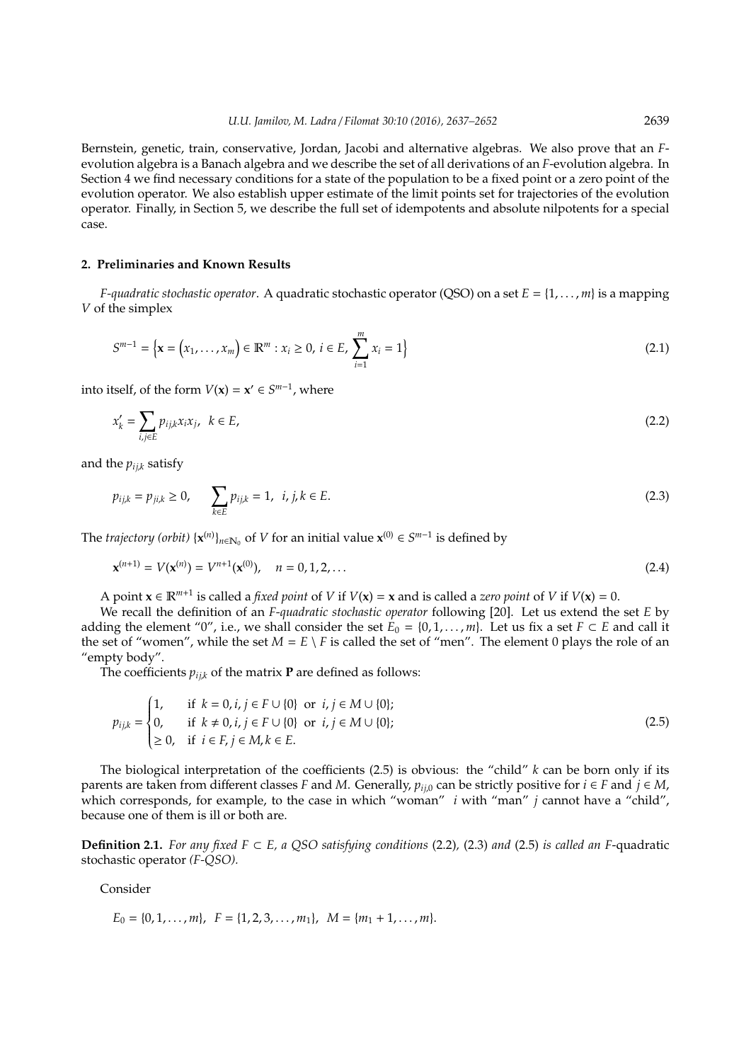Bernstein, genetic, train, conservative, Jordan, Jacobi and alternative algebras. We also prove that an $F$-evolution algebra is a Banach algebra and we describe the set of all derivations of an $F$-evolution algebra. In Section 4 we find necessary conditions for a state of the population to be a fixed point or a zero point of the evolution operator. We also establish upper estimate of the limit points set for trajectories of the evolution operator. Finally, in Section 5, we describe the full set of idempotents and absolute nilpotents for a special case.

## 2. Preliminaries and Known Results

*F-quadratic stochastic operator*. A quadratic stochastic operator (QSO) on a set $E = \{1, \dots, m\}$ is a mapping $V$ of the simplex

$$S^{m-1} = \Big\{\mathbf{x} = \big(x_1, \dots, x_m\big) \in \mathbb{R}^m : x_i \geq 0,\ i \in E,\ \sum_{i=1}^{m} x_i = 1\Big\} \tag{2.1}$$

into itself, of the form $V(\mathbf{x}) = \mathbf{x}' \in S^{m-1}$, where

$$x'_k = \sum_{i,j \in E} p_{ij,k} x_i x_j, \quad k \in E, \tag{2.2}$$

and the $p_{ij,k}$ satisfy

$$p_{ij,k} = p_{ji,k} \geq 0, \qquad \sum_{k \in E} p_{ij,k} = 1, \quad i, j, k \in E. \tag{2.3}$$

The *trajectory (orbit)* $\{\mathbf{x}^{(n)}\}_{n \in \mathbb{N}_0}$ of $V$ for an initial value $\mathbf{x}^{(0)} \in S^{m-1}$ is defined by

$$\mathbf{x}^{(n+1)} = V(\mathbf{x}^{(n)}) = V^{n+1}(\mathbf{x}^{(0)}), \quad n = 0, 1, 2, \dots \tag{2.4}$$

A point $\mathbf{x} \in \mathbb{R}^{m+1}$ is called a *fixed point* of $V$ if $V(\mathbf{x}) = \mathbf{x}$ and is called a *zero point* of $V$ if $V(\mathbf{x}) = 0$.

We recall the definition of an *F-quadratic stochastic operator* following [20]. Let us extend the set $E$ by adding the element "0", i.e., we shall consider the set $E_0 = \{0, 1, \dots, m\}$. Let us fix a set $F \subset E$ and call it the set of "women", while the set $M = E \setminus F$ is called the set of "men". The element 0 plays the role of an "empty body".

The coefficients $p_{ij,k}$ of the matrix $\mathbf{P}$ are defined as follows:

$$p_{ij,k} = \begin{cases} 1, & \text{if } k = 0, i, j \in F \cup \{0\} \text{ or } i, j \in M \cup \{0\}; \\ 0, & \text{if } k \neq 0, i, j \in F \cup \{0\} \text{ or } i, j \in M \cup \{0\}; \\ \geq 0, & \text{if } i \in F, j \in M, k \in E. \end{cases} \tag{2.5}$$

The biological interpretation of the coefficients (2.5) is obvious: the "child" $k$ can be born only if its parents are taken from different classes $F$ and $M$. Generally, $p_{ij,0}$ can be strictly positive for $i \in F$ and $j \in M$, which corresponds, for example, to the case in which "woman" $i$ with "man" $j$ cannot have a "child", because one of them is ill or both are.

**Definition 2.1.** *For any fixed $F \subset E$, a QSO satisfying conditions* (2.2), (2.3) *and* (2.5) *is called an $F$-*quadratic stochastic operator *(F-QSO).*

Consider

$$E_0 = \{0, 1, \dots, m\}, \ \ F = \{1, 2, 3, \dots, m_1\}, \ \ M = \{m_1 + 1, \dots, m\}.$$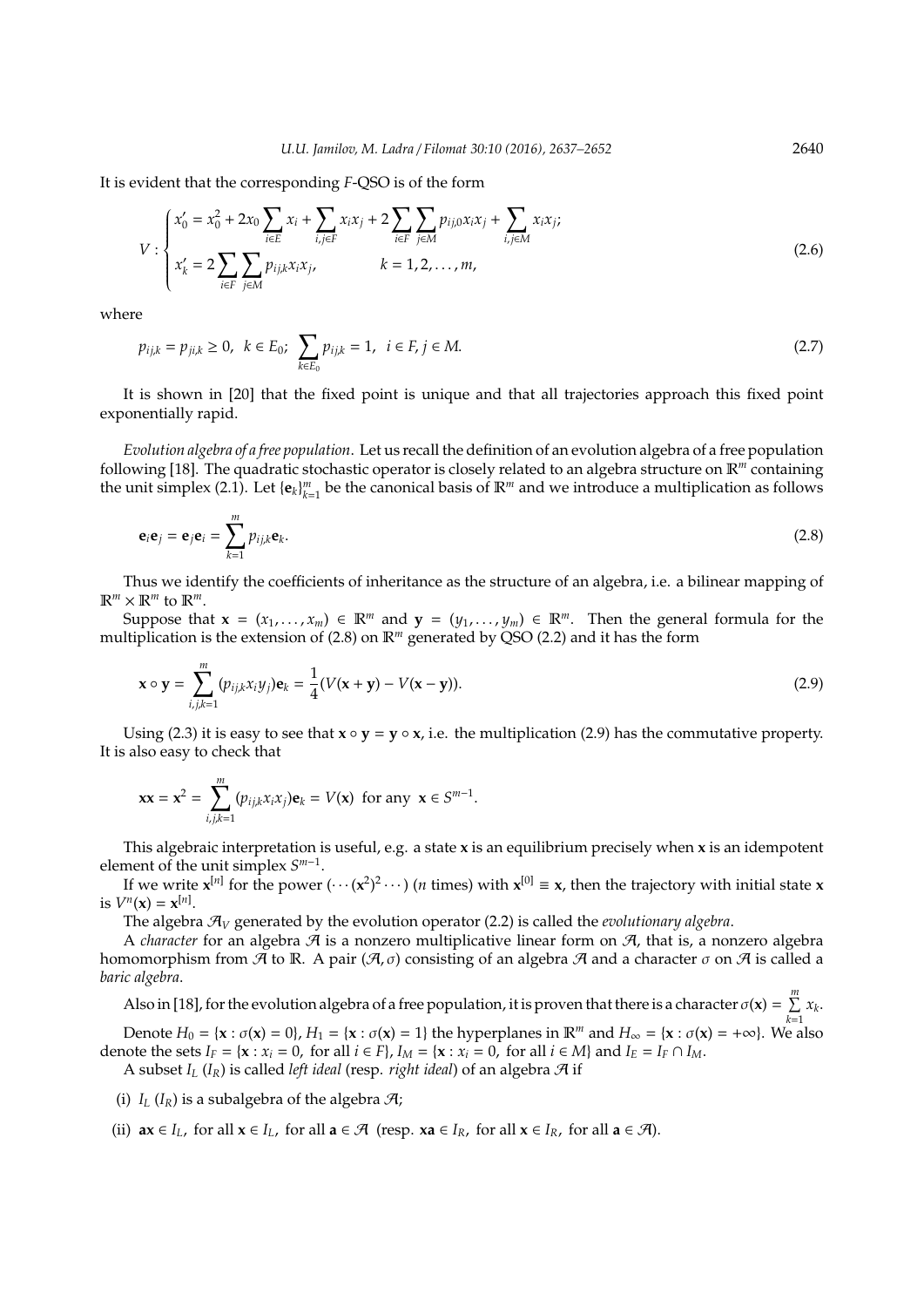It is evident that the corresponding $F$-QSO is of the form

$$
V : \begin{cases} x_0' = x_0^2 + 2x_0 \sum\limits_{i \in E} x_i + \sum\limits_{i,j \in F} x_i x_j + 2 \sum\limits_{i \in F} \sum\limits_{j \in M} p_{ij,0} x_i x_j + \sum\limits_{i,j \in M} x_i x_j; \\ x_k' = 2 \sum\limits_{i \in F} \sum\limits_{j \in M} p_{ij,k} x_i x_j, \qquad\qquad k = 1, 2, \dots, m, \end{cases} \tag{2.6}
$$

where

$$
p_{ij,k} = p_{ji,k} \geq 0, \;\; k \in E_0; \;\; \sum_{k \in E_0} p_{ij,k} = 1, \;\; i \in F, j \in M. \tag{2.7}
$$

It is shown in [20] that the fixed point is unique and that all trajectories approach this fixed point exponentially rapid.

*Evolution algebra of a free population.* Let us recall the definition of an evolution algebra of a free population following [18]. The quadratic stochastic operator is closely related to an algebra structure on $\mathbb{R}^m$ containing the unit simplex (2.1). Let $\{\mathbf{e}_k\}_{k=1}^m$ be the canonical basis of $\mathbb{R}^m$ and we introduce a multiplication as follows

$$
\mathbf{e}_i \mathbf{e}_j = \mathbf{e}_j \mathbf{e}_i = \sum_{k=1}^{m} p_{ij,k} \mathbf{e}_k. \tag{2.8}
$$

Thus we identify the coefficients of inheritance as the structure of an algebra, i.e. a bilinear mapping of $\mathbb{R}^m \times \mathbb{R}^m$ to $\mathbb{R}^m$.

Suppose that $\mathbf{x} = (x_1, \dots, x_m) \in \mathbb{R}^m$ and $\mathbf{y} = (y_1, \dots, y_m) \in \mathbb{R}^m$. Then the general formula for the multiplication is the extension of (2.8) on $\mathbb{R}^m$ generated by QSO (2.2) and it has the form

$$
\mathbf{x} \circ \mathbf{y} = \sum_{i,j,k=1}^{m} (p_{ij,k} x_i y_j) \mathbf{e}_k = \frac{1}{4}(V(\mathbf{x} + \mathbf{y}) - V(\mathbf{x} - \mathbf{y})). \tag{2.9}
$$

Using (2.3) it is easy to see that $\mathbf{x} \circ \mathbf{y} = \mathbf{y} \circ \mathbf{x}$, i.e. the multiplication (2.9) has the commutative property. It is also easy to check that

$$
\mathbf{x}\mathbf{x} = \mathbf{x}^2 = \sum_{i,j,k=1}^{m} (p_{ij,k} x_i x_j) \mathbf{e}_k = V(\mathbf{x}) \;\; \text{for any} \;\; \mathbf{x} \in S^{m-1}.
$$

This algebraic interpretation is useful, e.g. a state $\mathbf{x}$ is an equilibrium precisely when $\mathbf{x}$ is an idempotent element of the unit simplex $S^{m-1}$.

If we write $\mathbf{x}^{[n]}$ for the power $(\cdots(\mathbf{x}^2)^2\cdots)$ ($n$ times) with $\mathbf{x}^{[0]} \equiv \mathbf{x}$, then the trajectory with initial state $\mathbf{x}$ is $V^n(\mathbf{x}) = \mathbf{x}^{[n]}$.

The algebra $\mathcal{A}_V$ generated by the evolution operator (2.2) is called the *evolutionary algebra*.

A *character* for an algebra $\mathcal{A}$ is a nonzero multiplicative linear form on $\mathcal{A}$, that is, a nonzero algebra homomorphism from $\mathcal{A}$ to $\mathbb{R}$. A pair $(\mathcal{A}, \sigma)$ consisting of an algebra $\mathcal{A}$ and a character $\sigma$ on $\mathcal{A}$ is called a *baric algebra*.

Also in [18], for the evolution algebra of a free population, it is proven that there is a character $\sigma(\mathbf{x}) = \sum\limits_{k=1}^{m} x_k$.

Denote $H_0 = \{\mathbf{x} : \sigma(\mathbf{x}) = 0\}$, $H_1 = \{\mathbf{x} : \sigma(\mathbf{x}) = 1\}$ the hyperplanes in $\mathbb{R}^m$ and $H_\infty = \{\mathbf{x} : \sigma(\mathbf{x}) = +\infty\}$. We also denote the sets $I_F = \{\mathbf{x} : x_i = 0, \text{ for all } i \in F\}$, $I_M = \{\mathbf{x} : x_i = 0, \text{ for all } i \in M\}$ and $I_E = I_F \cap I_M$.

A subset $I_L$ ($I_R$) is called *left ideal* (resp. *right ideal*) of an algebra $\mathcal{A}$ if

(i) $I_L$ ($I_R$) is a subalgebra of the algebra $\mathcal{A}$;

(ii) $\mathbf{a}\mathbf{x} \in I_L$, for all $\mathbf{x} \in I_L$, for all $\mathbf{a} \in \mathcal{A}$ (resp. $\mathbf{x}\mathbf{a} \in I_R$, for all $\mathbf{x} \in I_R$, for all $\mathbf{a} \in \mathcal{A}$).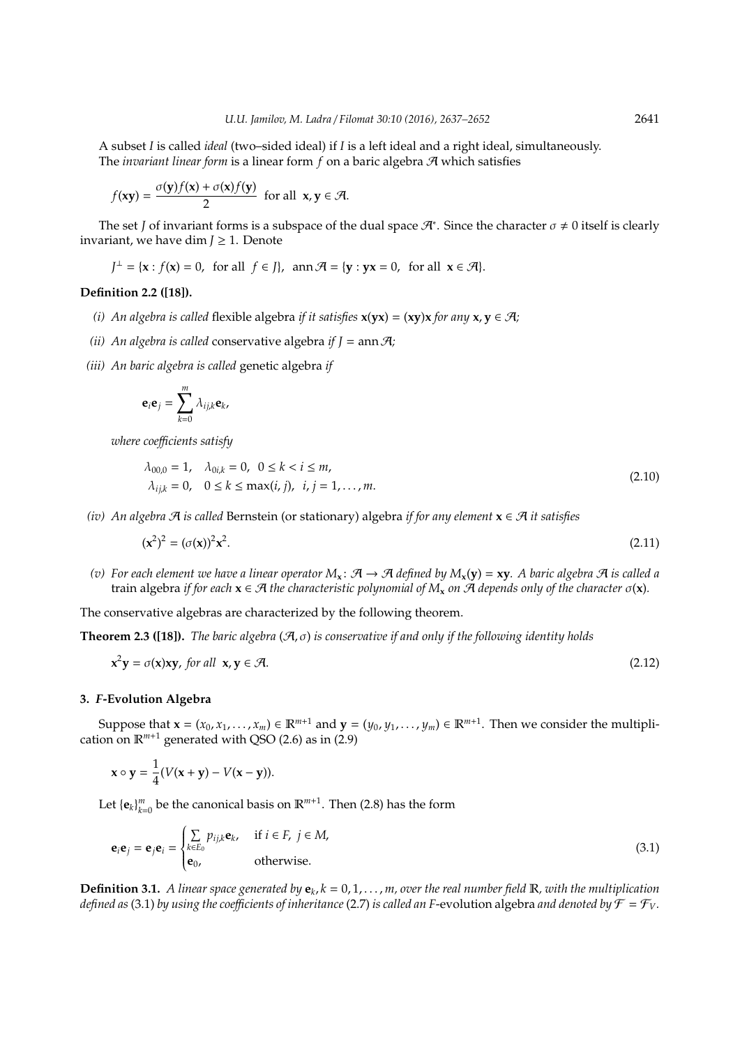A subset $I$ is called *ideal* (two–sided ideal) if $I$ is a left ideal and a right ideal, simultaneously.
The *invariant linear form* is a linear form $f$ on a baric algebra $\mathcal{A}$ which satisfies

$$f(\mathbf{x}\mathbf{y}) = \frac{\sigma(\mathbf{y})f(\mathbf{x}) + \sigma(\mathbf{x})f(\mathbf{y})}{2} \quad \text{for all } \mathbf{x}, \mathbf{y} \in \mathcal{A}.$$

The set $J$ of invariant forms is a subspace of the dual space $\mathcal{A}^*$. Since the character $\sigma \neq 0$ itself is clearly invariant, we have $\dim J \geq 1$. Denote

$$J^{\perp} = \{\mathbf{x} : f(\mathbf{x}) = 0, \text{ for all } f \in J\}, \quad \operatorname{ann}\mathcal{A} = \{\mathbf{y} : \mathbf{y}\mathbf{x} = 0, \text{ for all } \mathbf{x} \in \mathcal{A}\}.$$

**Definition 2.2 ([18]).**

*(i) An algebra is called* flexible algebra *if it satisfies* $\mathbf{x}(\mathbf{y}\mathbf{x}) = (\mathbf{x}\mathbf{y})\mathbf{x}$ *for any* $\mathbf{x}, \mathbf{y} \in \mathcal{A}$*;*

*(ii) An algebra is called* conservative algebra *if* $J = \operatorname{ann}\mathcal{A}$*;*

*(iii) An baric algebra is called* genetic algebra *if*

$$\mathbf{e}_i\mathbf{e}_j = \sum_{k=0}^{m} \lambda_{ij,k}\mathbf{e}_k,$$

*where coefficients satisfy*

$$\begin{aligned} &\lambda_{00,0} = 1, \quad \lambda_{0i,k} = 0, \ \ 0 \leq k < i \leq m, \\ &\lambda_{ij,k} = 0, \quad 0 \leq k \leq \max(i,j), \ \ i,j = 1,\ldots,m. \end{aligned} \tag{2.10}$$

*(iv) An algebra $\mathcal{A}$ is called* Bernstein (or stationary) algebra *if for any element* $\mathbf{x} \in \mathcal{A}$ *it satisfies*

$$(\mathbf{x}^2)^2 = (\sigma(\mathbf{x}))^2\mathbf{x}^2. \tag{2.11}$$

*(v) For each element we have a linear operator* $M_{\mathbf{x}} : \mathcal{A} \to \mathcal{A}$ *defined by* $M_{\mathbf{x}}(\mathbf{y}) = \mathbf{x}\mathbf{y}$*. A baric algebra $\mathcal{A}$ is called a* train algebra *if for each* $\mathbf{x} \in \mathcal{A}$ *the characteristic polynomial of* $M_{\mathbf{x}}$ *on $\mathcal{A}$ depends only of the character* $\sigma(\mathbf{x})$*.*

The conservative algebras are characterized by the following theorem.

**Theorem 2.3 ([18]).** *The baric algebra* $(\mathcal{A}, \sigma)$ *is conservative if and only if the following identity holds*

$$\mathbf{x}^2\mathbf{y} = \sigma(\mathbf{x})\mathbf{x}\mathbf{y}, \text{ for all } \mathbf{x}, \mathbf{y} \in \mathcal{A}. \tag{2.12}$$

## 3. *F*-Evolution Algebra

Suppose that $\mathbf{x} = (x_0, x_1, \ldots, x_m) \in \mathbb{R}^{m+1}$ and $\mathbf{y} = (y_0, y_1, \ldots, y_m) \in \mathbb{R}^{m+1}$. Then we consider the multiplication on $\mathbb{R}^{m+1}$ generated with QSO (2.6) as in (2.9)

$$\mathbf{x} \circ \mathbf{y} = \frac{1}{4}(V(\mathbf{x} + \mathbf{y}) - V(\mathbf{x} - \mathbf{y})).$$

Let $\{\mathbf{e}_k\}_{k=0}^{m}$ be the canonical basis on $\mathbb{R}^{m+1}$. Then (2.8) has the form

$$\mathbf{e}_i\mathbf{e}_j = \mathbf{e}_j\mathbf{e}_i = \begin{cases} \sum\limits_{k \in E_0} p_{ij,k}\mathbf{e}_k, & \text{if } i \in F, \ j \in M, \\ \mathbf{e}_0, & \text{otherwise.} \end{cases} \tag{3.1}$$

**Definition 3.1.** *A linear space generated by* $\mathbf{e}_k, k = 0, 1, \ldots, m$*, over the real number field* $\mathbb{R}$*, with the multiplication defined as* (3.1) *by using the coefficients of inheritance* (2.7) *is called an F-*evolution algebra *and denoted by* $\mathcal{F} = \mathcal{F}_V$*.*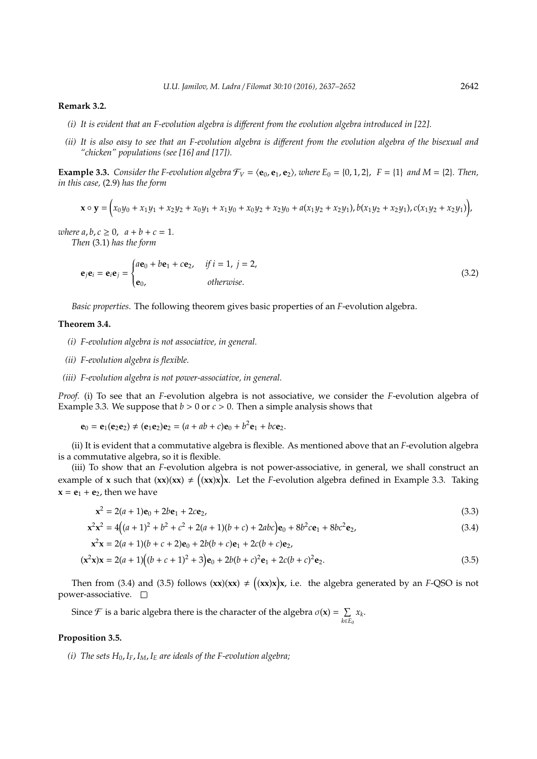**Remark 3.2.**

*(i) It is evident that an F-evolution algebra is different from the evolution algebra introduced in [22].*

*(ii) It is also easy to see that an F-evolution algebra is different from the evolution algebra of the bisexual and "chicken" populations (see [16] and [17]).*

**Example 3.3.** *Consider the F-evolution algebra $\mathcal{F}_V = \langle \mathbf{e}_0, \mathbf{e}_1, \mathbf{e}_2 \rangle$, where $E_0 = \{0, 1, 2\}$, $F = \{1\}$ and $M = \{2\}$. Then, in this case,* (2.9) *has the form*

$$\mathbf{x} \circ \mathbf{y} = \Big(x_0y_0 + x_1y_1 + x_2y_2 + x_0y_1 + x_1y_0 + x_0y_2 + x_2y_0 + a(x_1y_2 + x_2y_1), b(x_1y_2 + x_2y_1), c(x_1y_2 + x_2y_1)\Big),$$

*where $a, b, c \geq 0$, $a + b + c = 1$.*

*Then* (3.1) *has the form*

$$\mathbf{e}_j\mathbf{e}_i = \mathbf{e}_i\mathbf{e}_j = \begin{cases} a\mathbf{e}_0 + b\mathbf{e}_1 + c\mathbf{e}_2, & \text{if } i = 1,\ j = 2, \\ \mathbf{e}_0, & \text{otherwise}. \end{cases} \tag{3.2}$$

*Basic properties.* The following theorem gives basic properties of an *F*-evolution algebra.

**Theorem 3.4.**

*(i) F-evolution algebra is not associative, in general.*

*(ii) F-evolution algebra is flexible.*

*(iii) F-evolution algebra is not power-associative, in general.*

*Proof.* (i) To see that an *F*-evolution algebra is not associative, we consider the *F*-evolution algebra of Example 3.3. We suppose that $b > 0$ or $c > 0$. Then a simple analysis shows that

$$\mathbf{e}_0 = \mathbf{e}_1(\mathbf{e}_2\mathbf{e}_2) \neq (\mathbf{e}_1\mathbf{e}_2)\mathbf{e}_2 = (a + ab + c)\mathbf{e}_0 + b^2\mathbf{e}_1 + bc\mathbf{e}_2.$$

(ii) It is evident that a commutative algebra is flexible. As mentioned above that an *F*-evolution algebra is a commutative algebra, so it is flexible.

(iii) To show that an *F*-evolution algebra is not power-associative, in general, we shall construct an example of $\mathbf{x}$ such that $(\mathbf{x}\mathbf{x})(\mathbf{x}\mathbf{x}) \neq \big((\mathbf{x}\mathbf{x})\mathbf{x}\big)\mathbf{x}$. Let the *F*-evolution algebra defined in Example 3.3. Taking $\mathbf{x} = \mathbf{e}_1 + \mathbf{e}_2$, then we have

$$\mathbf{x}^2 = 2(a + 1)\mathbf{e}_0 + 2b\mathbf{e}_1 + 2c\mathbf{e}_2, \tag{3.3}$$

$$\mathbf{x}^2\mathbf{x}^2 = 4\Big((a + 1)^2 + b^2 + c^2 + 2(a + 1)(b + c) + 2abc\Big)\mathbf{e}_0 + 8b^2c\mathbf{e}_1 + 8bc^2\mathbf{e}_2, \tag{3.4}$$

$$\mathbf{x}^2\mathbf{x} = 2(a + 1)(b + c + 2)\mathbf{e}_0 + 2b(b + c)\mathbf{e}_1 + 2c(b + c)\mathbf{e}_2,$$

$$(\mathbf{x}^2\mathbf{x})\mathbf{x} = 2(a + 1)\Big((b + c + 1)^2 + 3\Big)\mathbf{e}_0 + 2b(b + c)^2\mathbf{e}_1 + 2c(b + c)^2\mathbf{e}_2. \tag{3.5}$$

Then from (3.4) and (3.5) follows $(\mathbf{x}\mathbf{x})(\mathbf{x}\mathbf{x}) \neq \big((\mathbf{x}\mathbf{x})\mathbf{x}\big)\mathbf{x}$, i.e. the algebra generated by an *F*-QSO is not power-associative. □

Since $\mathcal{F}$ is a baric algebra there is the character of the algebra $\sigma(\mathbf{x}) = \sum_{k \in E_0} x_k$.

**Proposition 3.5.**

*(i) The sets $H_0, I_F, I_M, I_E$ are ideals of the F-evolution algebra;*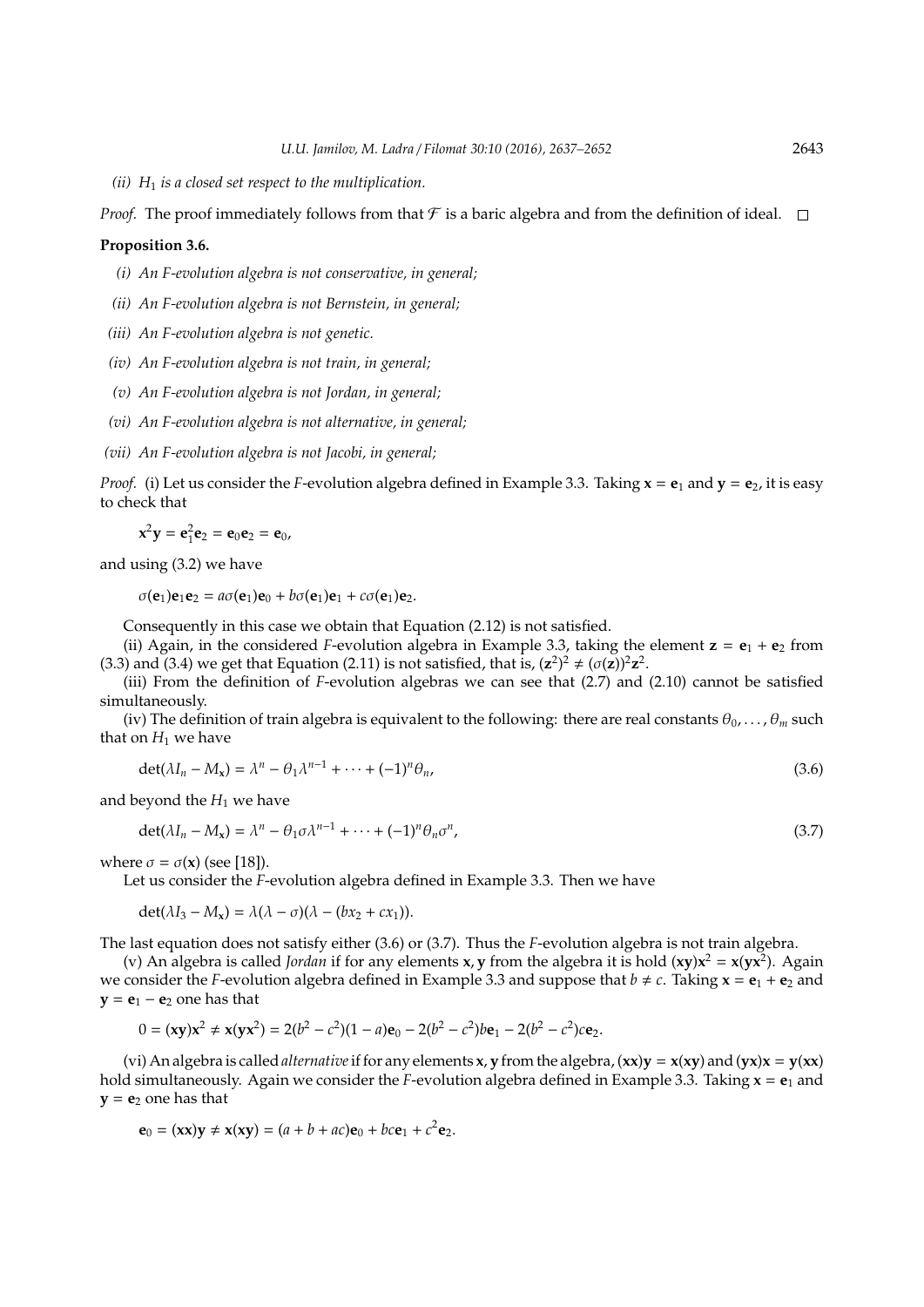*(ii) $H_1$ is a closed set respect to the multiplication.*

*Proof.* The proof immediately follows from that $\mathcal{F}$ is a baric algebra and from the definition of ideal. □

**Proposition 3.6.**

*(i) An F-evolution algebra is not conservative, in general;*

*(ii) An F-evolution algebra is not Bernstein, in general;*

*(iii) An F-evolution algebra is not genetic.*

*(iv) An F-evolution algebra is not train, in general;*

*(v) An F-evolution algebra is not Jordan, in general;*

*(vi) An F-evolution algebra is not alternative, in general;*

*(vii) An F-evolution algebra is not Jacobi, in general;*

*Proof.* (i) Let us consider the $F$-evolution algebra defined in Example 3.3. Taking $\mathbf{x} = \mathbf{e}_1$ and $\mathbf{y} = \mathbf{e}_2$, it is easy to check that

$$\mathbf{x}^2\mathbf{y} = \mathbf{e}_1^2\mathbf{e}_2 = \mathbf{e}_0\mathbf{e}_2 = \mathbf{e}_0,$$

and using (3.2) we have

$$\sigma(\mathbf{e}_1)\mathbf{e}_1\mathbf{e}_2 = a\sigma(\mathbf{e}_1)\mathbf{e}_0 + b\sigma(\mathbf{e}_1)\mathbf{e}_1 + c\sigma(\mathbf{e}_1)\mathbf{e}_2.$$

Consequently in this case we obtain that Equation (2.12) is not satisfied.

(ii) Again, in the considered $F$-evolution algebra in Example 3.3, taking the element $\mathbf{z} = \mathbf{e}_1 + \mathbf{e}_2$ from (3.3) and (3.4) we get that Equation (2.11) is not satisfied, that is, $(\mathbf{z}^2)^2 \neq (\sigma(\mathbf{z}))^2\mathbf{z}^2$.

(iii) From the definition of $F$-evolution algebras we can see that (2.7) and (2.10) cannot be satisfied simultaneously.

(iv) The definition of train algebra is equivalent to the following: there are real constants $\theta_0, \ldots, \theta_m$ such that on $H_1$ we have

$$\det(\lambda I_n - M_{\mathbf{x}}) = \lambda^n - \theta_1\lambda^{n-1} + \cdots + (-1)^n\theta_n, \tag{3.6}$$

and beyond the $H_1$ we have

$$\det(\lambda I_n - M_{\mathbf{x}}) = \lambda^n - \theta_1\sigma\lambda^{n-1} + \cdots + (-1)^n\theta_n\sigma^n, \tag{3.7}$$

where $\sigma = \sigma(\mathbf{x})$ (see [18]).

Let us consider the $F$-evolution algebra defined in Example 3.3. Then we have

$$\det(\lambda I_3 - M_{\mathbf{x}}) = \lambda(\lambda - \sigma)(\lambda - (bx_2 + cx_1)).$$

The last equation does not satisfy either (3.6) or (3.7). Thus the $F$-evolution algebra is not train algebra.

(v) An algebra is called *Jordan* if for any elements $\mathbf{x}, \mathbf{y}$ from the algebra it is hold $(\mathbf{x}\mathbf{y})\mathbf{x}^2 = \mathbf{x}(\mathbf{y}\mathbf{x}^2)$. Again we consider the $F$-evolution algebra defined in Example 3.3 and suppose that $b \neq c$. Taking $\mathbf{x} = \mathbf{e}_1 + \mathbf{e}_2$ and $\mathbf{y} = \mathbf{e}_1 - \mathbf{e}_2$ one has that

$$0 = (\mathbf{x}\mathbf{y})\mathbf{x}^2 \neq \mathbf{x}(\mathbf{y}\mathbf{x}^2) = 2(b^2 - c^2)(1 - a)\mathbf{e}_0 - 2(b^2 - c^2)b\mathbf{e}_1 - 2(b^2 - c^2)c\mathbf{e}_2.$$

(vi) An algebra is called *alternative* if for any elements $\mathbf{x}, \mathbf{y}$ from the algebra, $(\mathbf{x}\mathbf{x})\mathbf{y} = \mathbf{x}(\mathbf{x}\mathbf{y})$ and $(\mathbf{y}\mathbf{x})\mathbf{x} = \mathbf{y}(\mathbf{x}\mathbf{x})$ hold simultaneously. Again we consider the $F$-evolution algebra defined in Example 3.3. Taking $\mathbf{x} = \mathbf{e}_1$ and $\mathbf{y} = \mathbf{e}_2$ one has that

$$\mathbf{e}_0 = (\mathbf{x}\mathbf{x})\mathbf{y} \neq \mathbf{x}(\mathbf{x}\mathbf{y}) = (a + b + ac)\mathbf{e}_0 + bc\mathbf{e}_1 + c^2\mathbf{e}_2.$$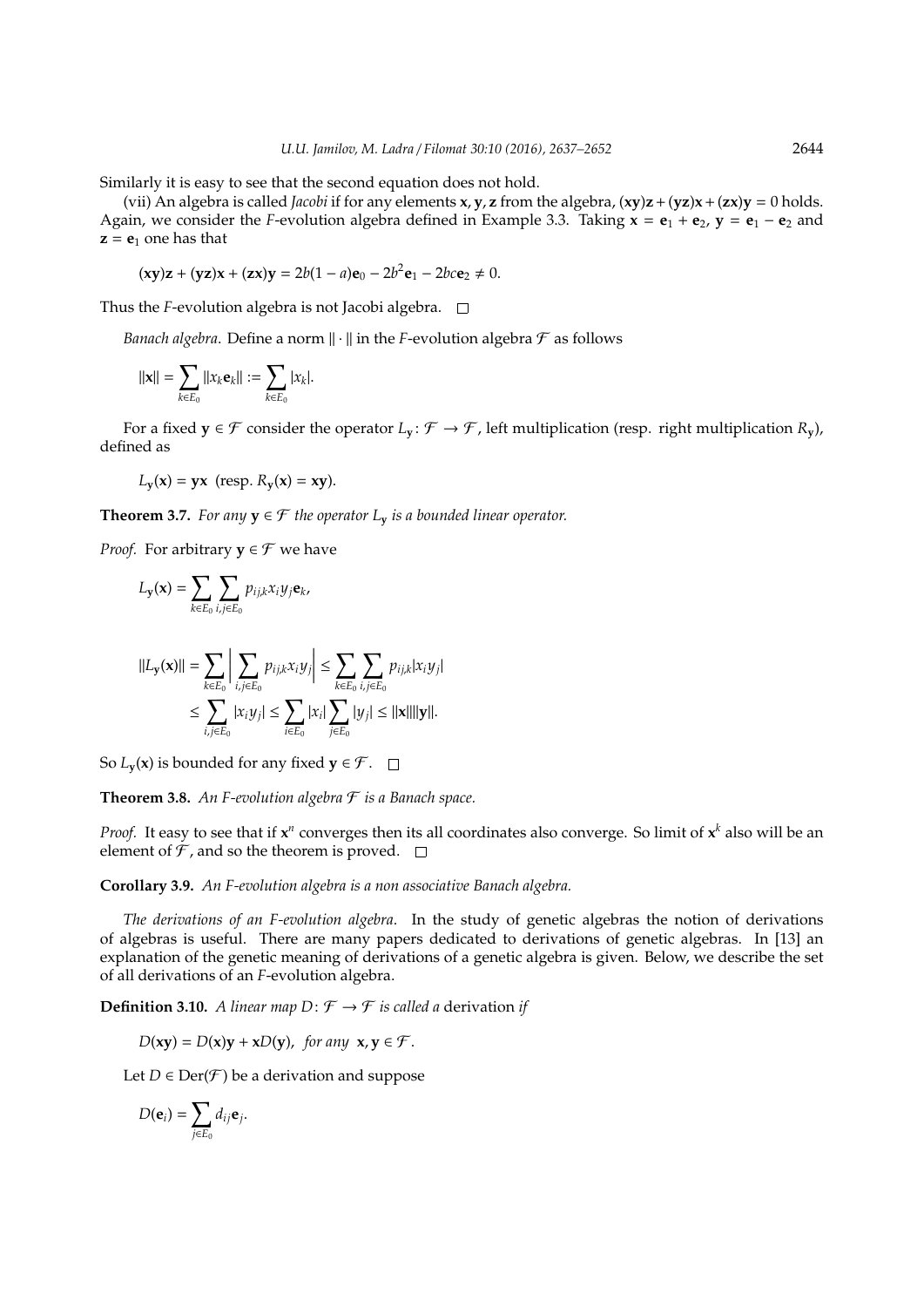Similarly it is easy to see that the second equation does not hold.

(vii) An algebra is called *Jacobi* if for any elements $\mathbf{x}, \mathbf{y}, \mathbf{z}$ from the algebra, $(\mathbf{xy})\mathbf{z} + (\mathbf{yz})\mathbf{x} + (\mathbf{zx})\mathbf{y} = 0$ holds. Again, we consider the *F*-evolution algebra defined in Example 3.3. Taking $\mathbf{x} = \mathbf{e}_1 + \mathbf{e}_2$, $\mathbf{y} = \mathbf{e}_1 - \mathbf{e}_2$ and $\mathbf{z} = \mathbf{e}_1$ one has that

$$(\mathbf{xy})\mathbf{z} + (\mathbf{yz})\mathbf{x} + (\mathbf{zx})\mathbf{y} = 2b(1-a)\mathbf{e}_0 - 2b^2\mathbf{e}_1 - 2bc\mathbf{e}_2 \neq 0.$$

Thus the *F*-evolution algebra is not Jacobi algebra. □

*Banach algebra.* Define a norm $\|\cdot\|$ in the *F*-evolution algebra $\mathcal{F}$ as follows

$$\|\mathbf{x}\| = \sum_{k\in E_0} \|x_k\mathbf{e}_k\| := \sum_{k\in E_0} |x_k|.$$

For a fixed $\mathbf{y} \in \mathcal{F}$ consider the operator $L_{\mathbf{y}} \colon \mathcal{F} \to \mathcal{F}$, left multiplication (resp. right multiplication $R_{\mathbf{y}}$), defined as

$$L_{\mathbf{y}}(\mathbf{x}) = \mathbf{yx} \ \ (\text{resp. } R_{\mathbf{y}}(\mathbf{x}) = \mathbf{xy}).$$

**Theorem 3.7.** *For any $\mathbf{y} \in \mathcal{F}$ the operator $L_{\mathbf{y}}$ is a bounded linear operator.*

*Proof.* For arbitrary $\mathbf{y} \in \mathcal{F}$ we have

$$L_{\mathbf{y}}(\mathbf{x}) = \sum_{k\in E_0} \sum_{i,j\in E_0} p_{ij,k} x_i y_j \mathbf{e}_k,$$

$$\begin{aligned}
\|L_{\mathbf{y}}(\mathbf{x})\| &= \sum_{k\in E_0} \left| \sum_{i,j\in E_0} p_{ij,k} x_i y_j \right| \leq \sum_{k\in E_0} \sum_{i,j\in E_0} p_{ij,k} |x_i y_j| \\
&\leq \sum_{i,j\in E_0} |x_i y_j| \leq \sum_{i\in E_0} |x_i| \sum_{j\in E_0} |y_j| \leq \|\mathbf{x}\|\|\mathbf{y}\|.
\end{aligned}$$

So $L_{\mathbf{y}}(\mathbf{x})$ is bounded for any fixed $\mathbf{y} \in \mathcal{F}$. □

**Theorem 3.8.** *An F-evolution algebra $\mathcal{F}$ is a Banach space.*

*Proof.* It easy to see that if $\mathbf{x}^n$ converges then its all coordinates also converge. So limit of $\mathbf{x}^k$ also will be an element of $\mathcal{F}$, and so the theorem is proved. □

**Corollary 3.9.** *An F-evolution algebra is a non associative Banach algebra.*

*The derivations of an F-evolution algebra.* In the study of genetic algebras the notion of derivations of algebras is useful. There are many papers dedicated to derivations of genetic algebras. In [13] an explanation of the genetic meaning of derivations of a genetic algebra is given. Below, we describe the set of all derivations of an *F*-evolution algebra.

**Definition 3.10.** *A linear map $D \colon \mathcal{F} \to \mathcal{F}$ is called a* derivation *if*

$$D(\mathbf{xy}) = D(\mathbf{x})\mathbf{y} + \mathbf{x}D(\mathbf{y}), \ \ \textit{for any} \ \ \mathbf{x}, \mathbf{y} \in \mathcal{F}.$$

Let $D \in \mathrm{Der}(\mathcal{F})$ be a derivation and suppose

$$D(\mathbf{e}_i) = \sum_{j\in E_0} d_{ij}\mathbf{e}_j.$$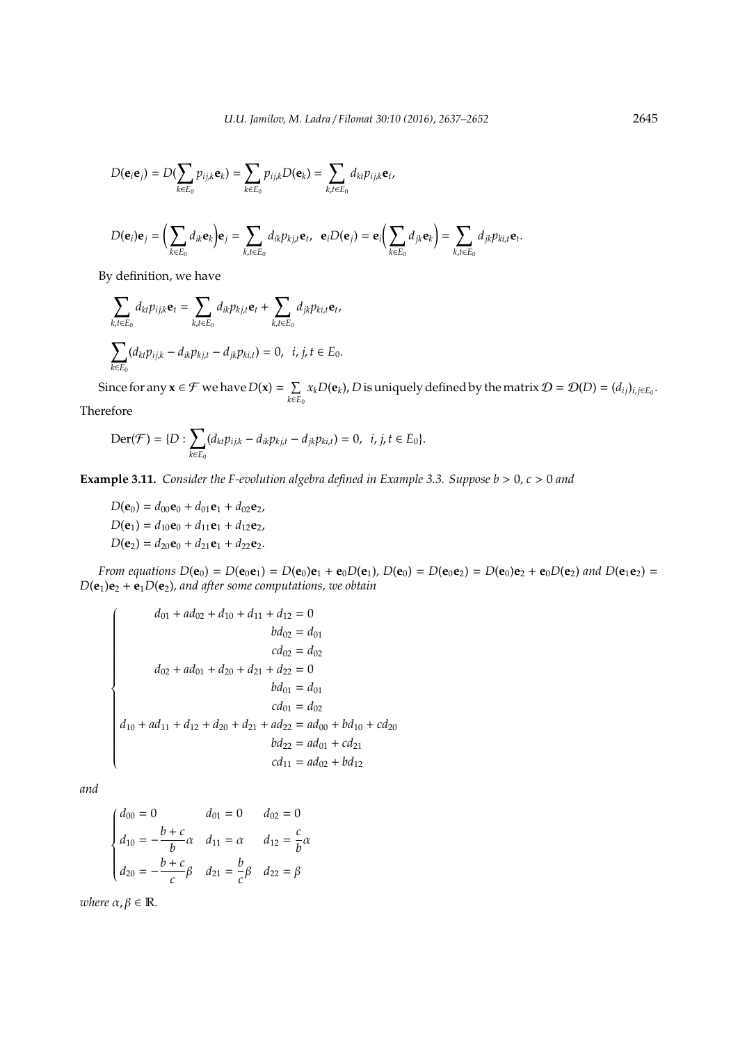$$D(\mathbf{e}_i\mathbf{e}_j) = D(\sum_{k\in E_0} p_{ij,k}\mathbf{e}_k) = \sum_{k\in E_0} p_{ij,k} D(\mathbf{e}_k) = \sum_{k,t\in E_0} d_{kt} p_{ij,k}\mathbf{e}_t,$$

$$D(\mathbf{e}_i)\mathbf{e}_j = \Big(\sum_{k\in E_0} d_{ik}\mathbf{e}_k\Big)\mathbf{e}_j = \sum_{k,t\in E_0} d_{ik} p_{kj,t}\mathbf{e}_t, \quad \mathbf{e}_i D(\mathbf{e}_j) = \mathbf{e}_i\Big(\sum_{k\in E_0} d_{jk}\mathbf{e}_k\Big) = \sum_{k,t\in E_0} d_{jk} p_{ki,t}\mathbf{e}_t.$$

By definition, we have

$$\sum_{k,t\in E_0} d_{kt} p_{ij,k}\mathbf{e}_t = \sum_{k,t\in E_0} d_{ik} p_{kj,t}\mathbf{e}_t + \sum_{k,t\in E_0} d_{jk} p_{ki,t}\mathbf{e}_t,$$

$$\sum_{k\in E_0} (d_{kt} p_{ij,k} - d_{ik} p_{kj,t} - d_{jk} p_{ki,t}) = 0, \quad i, j, t \in E_0.$$

Since for any $\mathbf{x} \in \mathcal{F}$ we have $D(\mathbf{x}) = \sum_{k\in E_0} x_k D(\mathbf{e}_k)$, $D$ is uniquely defined by the matrix $\mathcal{D} = \mathcal{D}(D) = (d_{ij})_{i,j\in E_0}$. Therefore

$$\mathrm{Der}(\mathcal{F}) = \{D : \sum_{k\in E_0} (d_{kt} p_{ij,k} - d_{ik} p_{kj,t} - d_{jk} p_{ki,t}) = 0, \quad i, j, t \in E_0\}.$$

**Example 3.11.** *Consider the F-evolution algebra defined in Example 3.3. Suppose $b > 0$, $c > 0$ and*

$$D(\mathbf{e}_0) = d_{00}\mathbf{e}_0 + d_{01}\mathbf{e}_1 + d_{02}\mathbf{e}_2,$$
$$D(\mathbf{e}_1) = d_{10}\mathbf{e}_0 + d_{11}\mathbf{e}_1 + d_{12}\mathbf{e}_2,$$
$$D(\mathbf{e}_2) = d_{20}\mathbf{e}_0 + d_{21}\mathbf{e}_1 + d_{22}\mathbf{e}_2.$$

*From equations $D(\mathbf{e}_0) = D(\mathbf{e}_0\mathbf{e}_1) = D(\mathbf{e}_0)\mathbf{e}_1 + \mathbf{e}_0 D(\mathbf{e}_1)$, $D(\mathbf{e}_0) = D(\mathbf{e}_0\mathbf{e}_2) = D(\mathbf{e}_0)\mathbf{e}_2 + \mathbf{e}_0 D(\mathbf{e}_2)$ and $D(\mathbf{e}_1\mathbf{e}_2) = D(\mathbf{e}_1)\mathbf{e}_2 + \mathbf{e}_1 D(\mathbf{e}_2)$, and after some computations, we obtain*

$$\begin{cases} d_{01} + ad_{02} + d_{10} + d_{11} + d_{12} = 0 \\ bd_{02} = d_{01} \\ cd_{02} = d_{02} \\ d_{02} + ad_{01} + d_{20} + d_{21} + d_{22} = 0 \\ bd_{01} = d_{01} \\ cd_{01} = d_{02} \\ d_{10} + ad_{11} + d_{12} + d_{20} + d_{21} + ad_{22} = ad_{00} + bd_{10} + cd_{20} \\ bd_{22} = ad_{01} + cd_{21} \\ cd_{11} = ad_{02} + bd_{12} \end{cases}$$

*and*

$$\begin{cases} d_{00} = 0 & d_{01} = 0 & d_{02} = 0 \\ d_{10} = -\dfrac{b+c}{b}\alpha & d_{11} = \alpha & d_{12} = \dfrac{c}{b}\alpha \\ d_{20} = -\dfrac{b+c}{c}\beta & d_{21} = \dfrac{b}{c}\beta & d_{22} = \beta \end{cases}$$

*where $\alpha, \beta \in \mathbb{R}$.*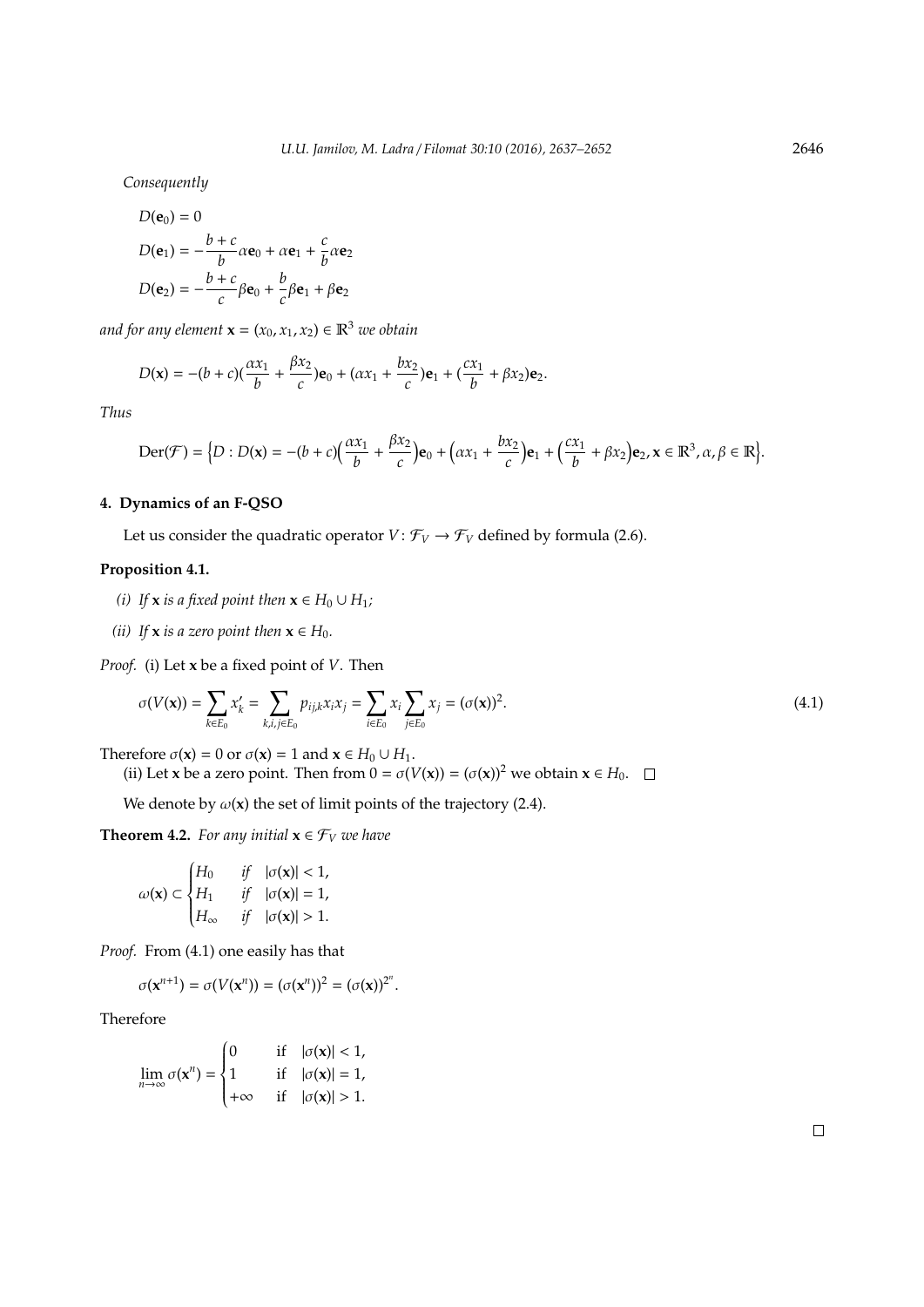*Consequently*

$$
\begin{aligned}
D(\mathbf{e}_0) &= 0\\
D(\mathbf{e}_1) &= -\frac{b+c}{b}\alpha\mathbf{e}_0 + \alpha\mathbf{e}_1 + \frac{c}{b}\alpha\mathbf{e}_2\\
D(\mathbf{e}_2) &= -\frac{b+c}{c}\beta\mathbf{e}_0 + \frac{b}{c}\beta\mathbf{e}_1 + \beta\mathbf{e}_2
\end{aligned}
$$

*and for any element* $\mathbf{x} = (x_0, x_1, x_2) \in \mathbb{R}^3$ *we obtain*

$$
D(\mathbf{x}) = -(b+c)(\frac{\alpha x_1}{b} + \frac{\beta x_2}{c})\mathbf{e}_0 + (\alpha x_1 + \frac{b x_2}{c})\mathbf{e}_1 + (\frac{c x_1}{b} + \beta x_2)\mathbf{e}_2.
$$

*Thus*

$$
\mathrm{Der}(\mathcal{F}) = \Big\{D : D(\mathbf{x}) = -(b+c)\Big(\frac{\alpha x_1}{b} + \frac{\beta x_2}{c}\Big)\mathbf{e}_0 + \Big(\alpha x_1 + \frac{b x_2}{c}\Big)\mathbf{e}_1 + \Big(\frac{c x_1}{b} + \beta x_2\Big)\mathbf{e}_2, \mathbf{x} \in \mathbb{R}^3, \alpha, \beta \in \mathbb{R}\Big\}.
$$

## 4. Dynamics of an F-QSO

Let us consider the quadratic operator $V : \mathcal{F}_V \to \mathcal{F}_V$ defined by formula (2.6).

**Proposition 4.1.**

*(i) If* $\mathbf{x}$ *is a fixed point then* $\mathbf{x} \in H_0 \cup H_1$*;*

*(ii) If* $\mathbf{x}$ *is a zero point then* $\mathbf{x} \in H_0$*.*

*Proof.* (i) Let $\mathbf{x}$ be a fixed point of $V$. Then

$$
\sigma(V(\mathbf{x})) = \sum_{k \in E_0} x'_k = \sum_{k,i,j \in E_0} p_{ij,k} x_i x_j = \sum_{i \in E_0} x_i \sum_{j \in E_0} x_j = (\sigma(\mathbf{x}))^2. \tag{4.1}
$$

Therefore $\sigma(\mathbf{x}) = 0$ or $\sigma(\mathbf{x}) = 1$ and $\mathbf{x} \in H_0 \cup H_1$.

(ii) Let $\mathbf{x}$ be a zero point. Then from $0 = \sigma(V(\mathbf{x})) = (\sigma(\mathbf{x}))^2$ we obtain $\mathbf{x} \in H_0$. □

We denote by $\omega(\mathbf{x})$ the set of limit points of the trajectory (2.4).

**Theorem 4.2.** *For any initial* $\mathbf{x} \in \mathcal{F}_V$ *we have*

$$
\omega(\mathbf{x}) \subset \begin{cases} H_0 & \text{if } \ |\sigma(\mathbf{x})| < 1,\\ H_1 & \text{if } \ |\sigma(\mathbf{x})| = 1,\\ H_\infty & \text{if } \ |\sigma(\mathbf{x})| > 1. \end{cases}
$$

*Proof.* From (4.1) one easily has that

$$
\sigma(\mathbf{x}^{n+1}) = \sigma(V(\mathbf{x}^n)) = (\sigma(\mathbf{x}^n))^2 = (\sigma(\mathbf{x}))^{2^n}.
$$

Therefore

$$
\lim_{n\to\infty} \sigma(\mathbf{x}^n) = \begin{cases} 0 & \text{if } \ |\sigma(\mathbf{x})| < 1,\\ 1 & \text{if } \ |\sigma(\mathbf{x})| = 1,\\ +\infty & \text{if } \ |\sigma(\mathbf{x})| > 1. \end{cases}
$$

□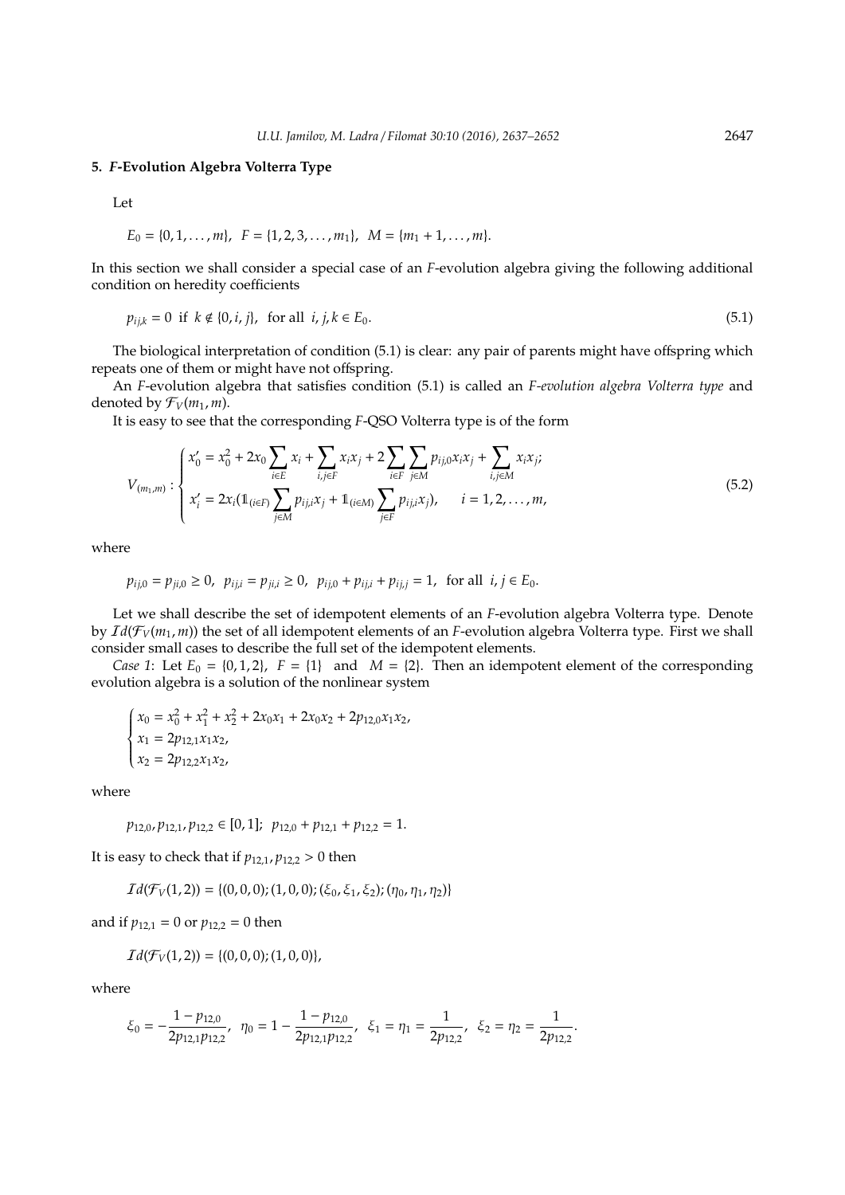## 5. *F*-Evolution Algebra Volterra Type

Let

$$E_0 = \{0, 1, \dots, m\}, \quad F = \{1, 2, 3, \dots, m_1\}, \quad M = \{m_1 + 1, \dots, m\}.$$

In this section we shall consider a special case of an *F*-evolution algebra giving the following additional condition on heredity coefficients

$$p_{ij,k} = 0 \ \text{ if } \ k \notin \{0, i, j\}, \ \text{ for all } \ i, j, k \in E_0. \tag{5.1}$$

The biological interpretation of condition (5.1) is clear: any pair of parents might have offspring which repeats one of them or might have not offspring.

An *F*-evolution algebra that satisfies condition (5.1) is called an *F-evolution algebra Volterra type* and denoted by $\mathcal{F}_V(m_1, m)$.

It is easy to see that the corresponding *F*-QSO Volterra type is of the form

$$V_{(m_1,m)} : \begin{cases} x_0' = x_0^2 + 2x_0 \sum\limits_{i \in E} x_i + \sum\limits_{i,j \in F} x_i x_j + 2 \sum\limits_{i \in F} \sum\limits_{j \in M} p_{ij,0} x_i x_j + \sum\limits_{i,j \in M} x_i x_j; \\ x_i' = 2x_i (\mathbb{1}_{(i \in F)} \sum\limits_{j \in M} p_{ij,i} x_j + \mathbb{1}_{(i \in M)} \sum\limits_{j \in F} p_{ij,i} x_j), \qquad i = 1, 2, \dots, m, \end{cases} \tag{5.2}$$

where

$$p_{ij,0} = p_{ji,0} \geq 0, \ \ p_{ij,i} = p_{ji,i} \geq 0, \ \ p_{ij,0} + p_{ij,i} + p_{ij,j} = 1, \ \text{ for all } \ i, j \in E_0.$$

Let we shall describe the set of idempotent elements of an *F*-evolution algebra Volterra type. Denote by $\mathcal{I}d(\mathcal{F}_V(m_1, m))$ the set of all idempotent elements of an *F*-evolution algebra Volterra type. First we shall consider small cases to describe the full set of the idempotent elements.

*Case 1*: Let $E_0 = \{0, 1, 2\}$, $F = \{1\}$ and $M = \{2\}$. Then an idempotent element of the corresponding evolution algebra is a solution of the nonlinear system

$$\begin{cases} x_0 = x_0^2 + x_1^2 + x_2^2 + 2x_0 x_1 + 2x_0 x_2 + 2p_{12,0} x_1 x_2, \\ x_1 = 2p_{12,1} x_1 x_2, \\ x_2 = 2p_{12,2} x_1 x_2, \end{cases}$$

where

$$p_{12,0}, p_{12,1}, p_{12,2} \in [0, 1]; \ \ p_{12,0} + p_{12,1} + p_{12,2} = 1.$$

It is easy to check that if $p_{12,1}, p_{12,2} > 0$ then

$$\mathcal{I}d(\mathcal{F}_V(1, 2)) = \{(0, 0, 0); (1, 0, 0); (\xi_0, \xi_1, \xi_2); (\eta_0, \eta_1, \eta_2)\}$$

and if $p_{12,1} = 0$ or $p_{12,2} = 0$ then

$$\mathcal{I}d(\mathcal{F}_V(1, 2)) = \{(0, 0, 0); (1, 0, 0)\},$$

where

$$\xi_0 = -\frac{1 - p_{12,0}}{2p_{12,1} p_{12,2}}, \ \ \eta_0 = 1 - \frac{1 - p_{12,0}}{2p_{12,1} p_{12,2}}, \ \ \xi_1 = \eta_1 = \frac{1}{2p_{12,2}}, \ \ \xi_2 = \eta_2 = \frac{1}{2p_{12,2}}.$$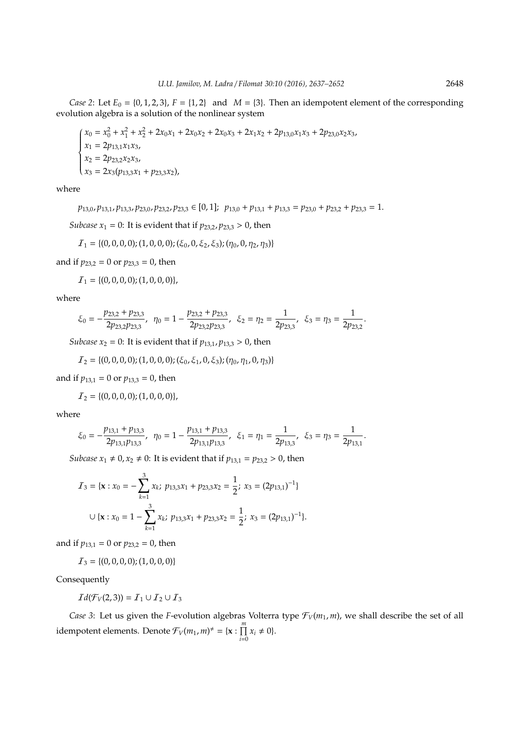*Case 2*: Let $E_0 = \{0, 1, 2, 3\}$, $F = \{1, 2\}$ and $M = \{3\}$. Then an idempotent element of the corresponding evolution algebra is a solution of the nonlinear system

$$\begin{cases} x_0 = x_0^2 + x_1^2 + x_2^2 + 2x_0x_1 + 2x_0x_2 + 2x_0x_3 + 2x_1x_2 + 2p_{13,0}x_1x_3 + 2p_{23,0}x_2x_3, \\ x_1 = 2p_{13,1}x_1x_3, \\ x_2 = 2p_{23,2}x_2x_3, \\ x_3 = 2x_3(p_{13,3}x_1 + p_{23,3}x_2), \end{cases}$$

where

$$p_{13,0}, p_{13,1}, p_{13,3}, p_{23,0}, p_{23,2}, p_{23,3} \in [0, 1]; \;\; p_{13,0} + p_{13,1} + p_{13,3} = p_{23,0} + p_{23,2} + p_{23,3} = 1.$$

*Subcase* $x_1 = 0$: It is evident that if $p_{23,2}, p_{23,3} > 0$, then

$$\mathcal{I}_1 = \{(0, 0, 0, 0); (1, 0, 0, 0); (\xi_0, 0, \xi_2, \xi_3); (\eta_0, 0, \eta_2, \eta_3)\}$$

and if $p_{23,2} = 0$ or $p_{23,3} = 0$, then

$$\mathcal{I}_1 = \{(0, 0, 0, 0); (1, 0, 0, 0)\},$$

where

$$\xi_0 = -\frac{p_{23,2} + p_{23,3}}{2p_{23,2}p_{23,3}}, \;\; \eta_0 = 1 - \frac{p_{23,2} + p_{23,3}}{2p_{23,2}p_{23,3}}, \;\; \xi_2 = \eta_2 = \frac{1}{2p_{23,3}}, \;\; \xi_3 = \eta_3 = \frac{1}{2p_{23,2}}.$$

*Subcase* $x_2 = 0$: It is evident that if $p_{13,1}, p_{13,3} > 0$, then

$$\mathcal{I}_2 = \{(0, 0, 0, 0); (1, 0, 0, 0); (\xi_0, \xi_1, 0, \xi_3); (\eta_0, \eta_1, 0, \eta_3)\}$$

and if $p_{13,1} = 0$ or $p_{13,3} = 0$, then

$$\mathcal{I}_2 = \{(0, 0, 0, 0); (1, 0, 0, 0)\},$$

where

$$\xi_0 = -\frac{p_{13,1} + p_{13,3}}{2p_{13,1}p_{13,3}}, \;\; \eta_0 = 1 - \frac{p_{13,1} + p_{13,3}}{2p_{13,1}p_{13,3}}, \;\; \xi_1 = \eta_1 = \frac{1}{2p_{13,3}}, \;\; \xi_3 = \eta_3 = \frac{1}{2p_{13,1}}.$$

*Subcase* $x_1 \neq 0, x_2 \neq 0$: It is evident that if $p_{13,1} = p_{23,2} > 0$, then

$$\mathcal{I}_3 = \{\mathbf{x} : x_0 = -\sum_{k=1}^{3} x_k; \; p_{13,3}x_1 + p_{23,3}x_2 = \frac{1}{2}; \; x_3 = (2p_{13,1})^{-1}\}$$
$$\cup \{\mathbf{x} : x_0 = 1 - \sum_{k=1}^{3} x_k; \; p_{13,3}x_1 + p_{23,3}x_2 = \frac{1}{2}; \; x_3 = (2p_{13,1})^{-1}\}.$$

and if $p_{13,1} = 0$ or $p_{23,2} = 0$, then

$$\mathcal{I}_3 = \{(0, 0, 0, 0); (1, 0, 0, 0)\}$$

Consequently

$$\mathcal{I}d(\mathcal{F}_V(2, 3)) = \mathcal{I}_1 \cup \mathcal{I}_2 \cup \mathcal{I}_3$$

*Case 3*: Let us given the *F*-evolution algebras Volterra type $\mathcal{F}_V(m_1, m)$, we shall describe the set of all idempotent elements. Denote $\mathcal{F}_V(m_1, m)^{\neq} = \{\mathbf{x} : \prod_{i=0}^{m} x_i \neq 0\}$.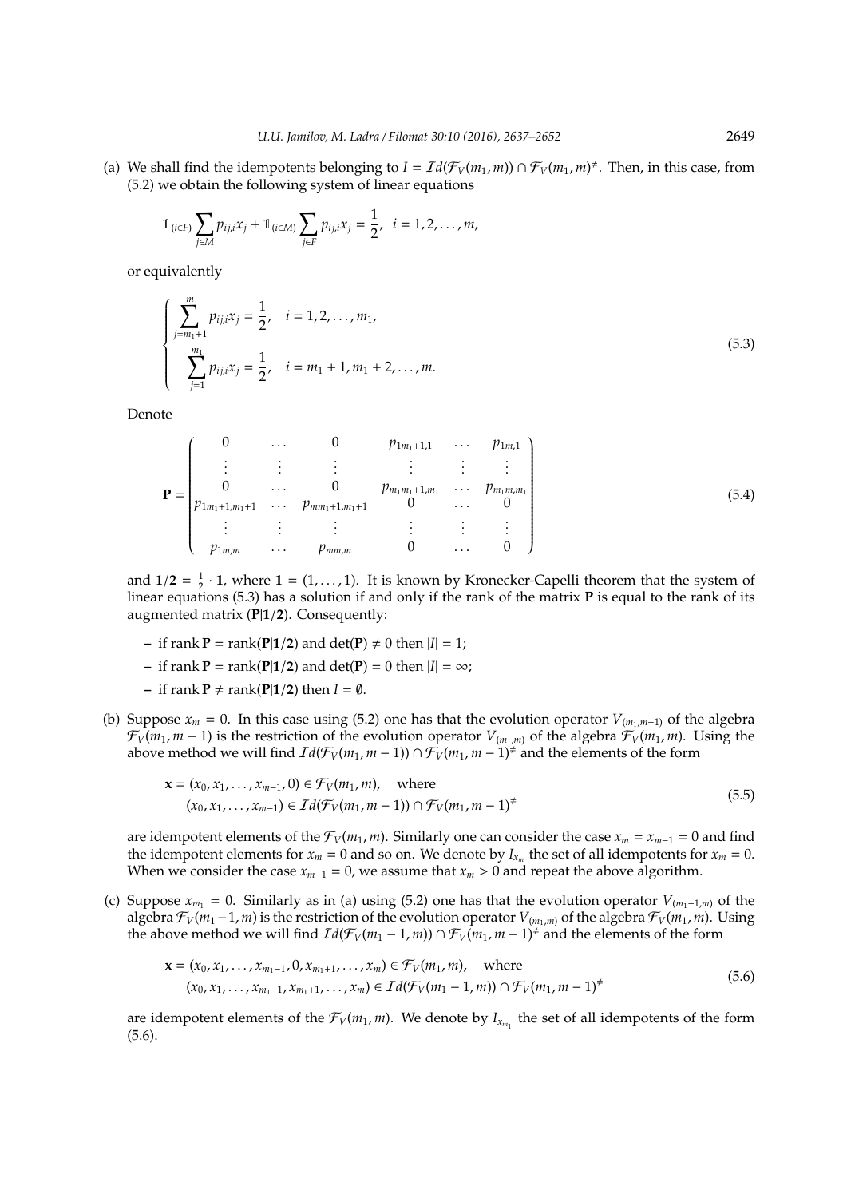(a) We shall find the idempotents belonging to $I = \mathcal{I}d(\mathcal{F}_V(m_1, m)) \cap \mathcal{F}_V(m_1, m)^{\neq}$. Then, in this case, from (5.2) we obtain the following system of linear equations

$$\mathbb{1}_{(i\in F)} \sum_{j\in M} p_{ij,i} x_j + \mathbb{1}_{(i\in M)} \sum_{j\in F} p_{ij,i} x_j = \frac{1}{2}, \quad i = 1, 2, \ldots, m,$$

or equivalently

$$\begin{cases} \displaystyle\sum_{j=m_1+1}^{m} p_{ij,i} x_j = \frac{1}{2}, & i = 1, 2, \ldots, m_1, \\ \displaystyle\sum_{j=1}^{m_1} p_{ij,i} x_j = \frac{1}{2}, & i = m_1 + 1, m_1 + 2, \ldots, m. \end{cases} \tag{5.3}$$

Denote

$$\mathbf{P} = \begin{pmatrix} 0 & \ldots & 0 & p_{1m_1+1,1} & \ldots & p_{1m,1} \\ \vdots & \vdots & \vdots & \vdots & \vdots & \vdots \\ 0 & \ldots & 0 & p_{m_1m_1+1,m_1} & \ldots & p_{m_1m,m_1} \\ p_{1m_1+1,m_1+1} & \ldots & p_{mm_1+1,m_1+1} & 0 & \ldots & 0 \\ \vdots & \vdots & \vdots & \vdots & \vdots & \vdots \\ p_{1m,m} & \ldots & p_{mm,m} & 0 & \ldots & 0 \end{pmatrix} \tag{5.4}$$

and $\mathbf{1/2} = \frac{1}{2} \cdot \mathbf{1}$, where $\mathbf{1} = (1, \ldots, 1)$. It is known by Kronecker-Capelli theorem that the system of linear equations (5.3) has a solution if and only if the rank of the matrix $\mathbf{P}$ is equal to the rank of its augmented matrix $(\mathbf{P}|\mathbf{1/2})$. Consequently:

- if $\operatorname{rank} \mathbf{P} = \operatorname{rank}(\mathbf{P}|\mathbf{1/2})$ and $\det(\mathbf{P}) \neq 0$ then $|I| = 1$;
- if $\operatorname{rank} \mathbf{P} = \operatorname{rank}(\mathbf{P}|\mathbf{1/2})$ and $\det(\mathbf{P}) = 0$ then $|I| = \infty$;
- if $\operatorname{rank} \mathbf{P} \neq \operatorname{rank}(\mathbf{P}|\mathbf{1/2})$ then $I = \emptyset$.

(b) Suppose $x_m = 0$. In this case using (5.2) one has that the evolution operator $V_{(m_1,m-1)}$ of the algebra $\mathcal{F}_V(m_1, m-1)$ is the restriction of the evolution operator $V_{(m_1,m)}$ of the algebra $\mathcal{F}_V(m_1, m)$. Using the above method we will find $\mathcal{I}d(\mathcal{F}_V(m_1, m-1)) \cap \mathcal{F}_V(m_1, m-1)^{\neq}$ and the elements of the form

$$\begin{aligned} &\mathbf{x} = (x_0, x_1, \ldots, x_{m-1}, 0) \in \mathcal{F}_V(m_1, m), \quad \text{where} \\ &(x_0, x_1, \ldots, x_{m-1}) \in \mathcal{I}d(\mathcal{F}_V(m_1, m-1)) \cap \mathcal{F}_V(m_1, m-1)^{\neq} \end{aligned} \tag{5.5}$$

are idempotent elements of the $\mathcal{F}_V(m_1, m)$. Similarly one can consider the case $x_m = x_{m-1} = 0$ and find the idempotent elements for $x_m = 0$ and so on. We denote by $I_{x_m}$ the set of all idempotents for $x_m = 0$. When we consider the case $x_{m-1} = 0$, we assume that $x_m > 0$ and repeat the above algorithm.

(c) Suppose $x_{m_1} = 0$. Similarly as in (a) using (5.2) one has that the evolution operator $V_{(m_1-1,m)}$ of the algebra $\mathcal{F}_V(m_1-1, m)$ is the restriction of the evolution operator $V_{(m_1,m)}$ of the algebra $\mathcal{F}_V(m_1, m)$. Using the above method we will find $\mathcal{I}d(\mathcal{F}_V(m_1 - 1, m)) \cap \mathcal{F}_V(m_1, m-1)^{\neq}$ and the elements of the form

$$\begin{aligned} &\mathbf{x} = (x_0, x_1, \ldots, x_{m_1-1}, 0, x_{m_1+1}, \ldots, x_m) \in \mathcal{F}_V(m_1, m), \quad \text{where} \\ &(x_0, x_1, \ldots, x_{m_1-1}, x_{m_1+1}, \ldots, x_m) \in \mathcal{I}d(\mathcal{F}_V(m_1 - 1, m)) \cap \mathcal{F}_V(m_1, m-1)^{\neq} \end{aligned} \tag{5.6}$$

are idempotent elements of the $\mathcal{F}_V(m_1, m)$. We denote by $I_{x_{m_1}}$ the set of all idempotents of the form (5.6).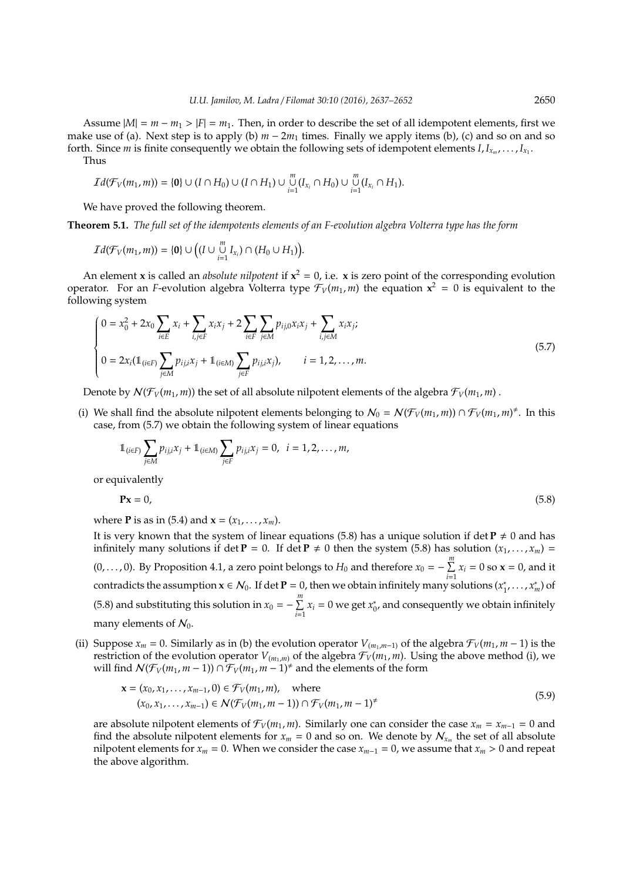Assume $|M| = m - m_1 > |F| = m_1$. Then, in order to describe the set of all idempotent elements, first we make use of (a). Next step is to apply (b) $m - 2m_1$ times. Finally we apply items (b), (c) and so on and so forth. Since $m$ is finite consequently we obtain the following sets of idempotent elements $I, I_{x_m}, \ldots, I_{x_1}$.

Thus

$$\mathcal{I}d(\mathcal{F}_V(m_1, m)) = \{\mathbf{0}\} \cup (I \cap H_0) \cup (I \cap H_1) \cup \bigcup_{i=1}^{m} (I_{x_i} \cap H_0) \cup \bigcup_{i=1}^{m} (I_{x_i} \cap H_1).$$

We have proved the following theorem.

**Theorem 5.1.** *The full set of the idempotents elements of an F-evolution algebra Volterra type has the form*

$$\mathcal{I}d(\mathcal{F}_V(m_1, m)) = \{\mathbf{0}\} \cup \Big( (I \cup \bigcup_{i=1}^{m} I_{x_i}) \cap (H_0 \cup H_1) \Big).$$

An element $\mathbf{x}$ is called an *absolute nilpotent* if $\mathbf{x}^2 = 0$, i.e. $\mathbf{x}$ is zero point of the corresponding evolution operator. For an $F$-evolution algebra Volterra type $\mathcal{F}_V(m_1, m)$ the equation $\mathbf{x}^2 = 0$ is equivalent to the following system

$$\begin{cases} 0 = x_0^2 + 2x_0 \sum\limits_{i \in E} x_i + \sum\limits_{i,j \in F} x_i x_j + 2 \sum\limits_{i \in F} \sum\limits_{j \in M} p_{ij,0} x_i x_j + \sum\limits_{i,j \in M} x_i x_j; \\ 0 = 2x_i (\mathbb{1}_{(i \in F)} \sum\limits_{j \in M} p_{ij,i} x_j + \mathbb{1}_{(i \in M)} \sum\limits_{j \in F} p_{ij,i} x_j), \qquad i = 1, 2, \ldots, m. \end{cases} \tag{5.7}$$

Denote by $\mathcal{N}(\mathcal{F}_V(m_1, m))$ the set of all absolute nilpotent elements of the algebra $\mathcal{F}_V(m_1, m)$ .

(i) We shall find the absolute nilpotent elements belonging to $\mathcal{N}_0 = \mathcal{N}(\mathcal{F}_V(m_1, m)) \cap \mathcal{F}_V(m_1, m)^{\neq}$. In this case, from (5.7) we obtain the following system of linear equations

$$\mathbb{1}_{(i \in F)} \sum_{j \in M} p_{ij,i} x_j + \mathbb{1}_{(i \in M)} \sum_{j \in F} p_{ij,i} x_j = 0, \ \ i = 1, 2, \ldots, m,$$

or equivalently

$$\mathbf{P}\mathbf{x} = 0, \tag{5.8}$$

where $\mathbf{P}$ is as in (5.4) and $\mathbf{x} = (x_1, \ldots, x_m)$.

It is very known that the system of linear equations (5.8) has a unique solution if $\det \mathbf{P} \neq 0$ and has infinitely many solutions if $\det \mathbf{P} = 0$. If $\det \mathbf{P} \neq 0$ then the system (5.8) has solution $(x_1, \ldots, x_m) = (0, \ldots, 0)$. By Proposition 4.1, a zero point belongs to $H_0$ and therefore $x_0 = -\sum\limits_{i=1}^{m} x_i = 0$ so $\mathbf{x} = 0$, and it contradicts the assumption $\mathbf{x} \in \mathcal{N}_0$. If $\det \mathbf{P} = 0$, then we obtain infinitely many solutions $(x_1^*, \ldots, x_m^*)$ of (5.8) and substituting this solution in $x_0 = -\sum\limits_{i=1}^{m} x_i = 0$ we get $x_0^*$, and consequently we obtain infinitely many elements of $\mathcal{N}_0$.

(ii) Suppose $x_m = 0$. Similarly as in (b) the evolution operator $V_{(m_1, m-1)}$ of the algebra $\mathcal{F}_V(m_1, m-1)$ is the restriction of the evolution operator $V_{(m_1, m)}$ of the algebra $\mathcal{F}_V(m_1, m)$. Using the above method (i), we will find $\mathcal{N}(\mathcal{F}_V(m_1, m-1)) \cap \mathcal{F}_V(m_1, m-1)^{\neq}$ and the elements of the form

$$\begin{aligned} &\mathbf{x} = (x_0, x_1, \ldots, x_{m-1}, 0) \in \mathcal{F}_V(m_1, m), \quad \text{where} \\ &(x_0, x_1, \ldots, x_{m-1}) \in \mathcal{N}(\mathcal{F}_V(m_1, m-1)) \cap \mathcal{F}_V(m_1, m-1)^{\neq} \end{aligned} \tag{5.9}$$

are absolute nilpotent elements of $\mathcal{F}_V(m_1, m)$. Similarly one can consider the case $x_m = x_{m-1} = 0$ and find the absolute nilpotent elements for $x_m = 0$ and so on. We denote by $\mathcal{N}_{x_m}$ the set of all absolute nilpotent elements for $x_m = 0$. When we consider the case $x_{m-1} = 0$, we assume that $x_m > 0$ and repeat the above algorithm.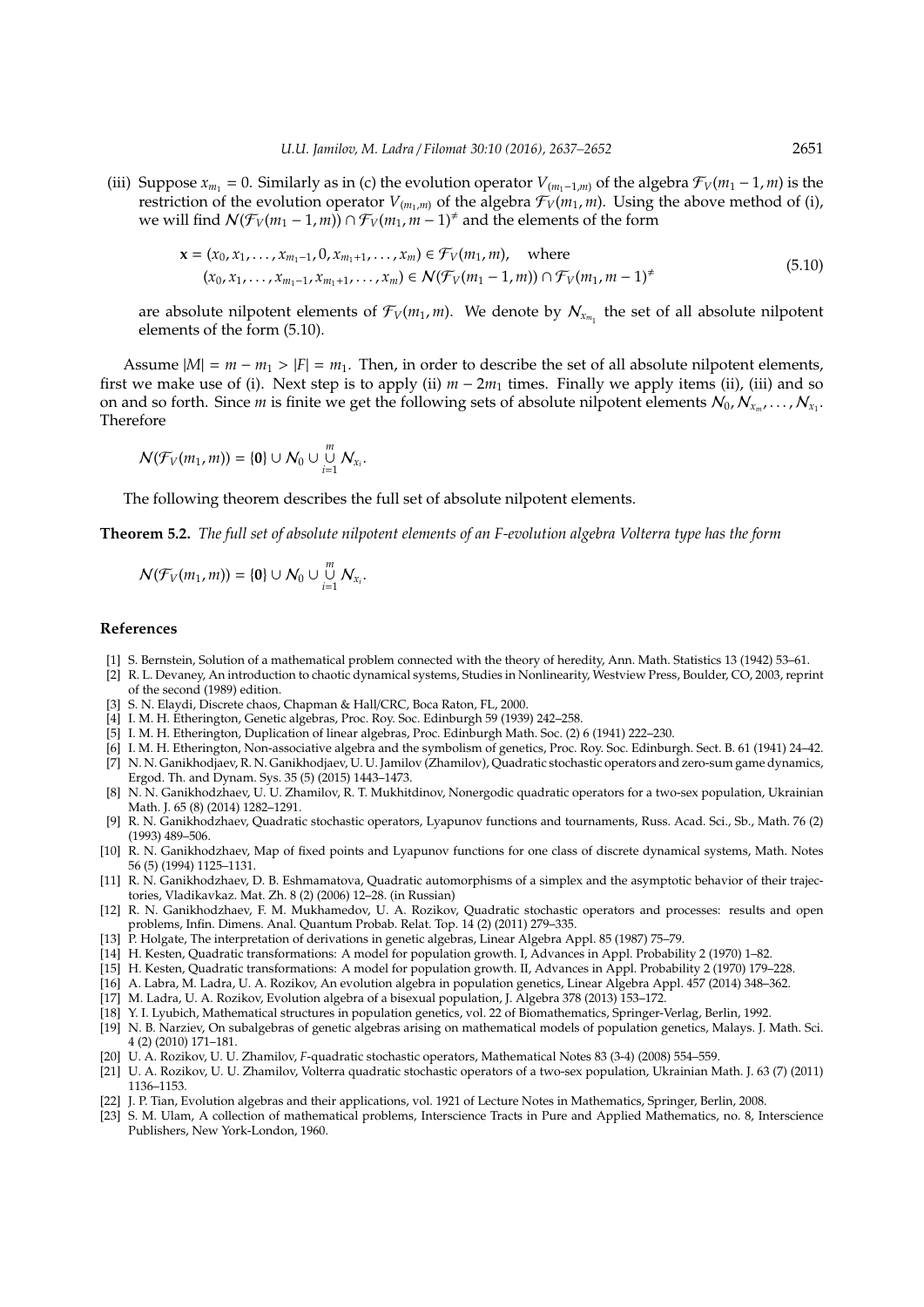(iii) Suppose $x_{m_1} = 0$. Similarly as in (c) the evolution operator $V_{(m_1-1,m)}$ of the algebra $\mathcal{F}_V(m_1-1,m)$ is the restriction of the evolution operator $V_{(m_1,m)}$ of the algebra $\mathcal{F}_V(m_1,m)$. Using the above method of (i), we will find $\mathcal{N}(\mathcal{F}_V(m_1-1,m)) \cap \mathcal{F}_V(m_1,m-1)^{\neq}$ and the elements of the form

$$
\begin{aligned}
&\mathbf{x} = (x_0, x_1, \dots, x_{m_1-1}, 0, x_{m_1+1}, \dots, x_m) \in \mathcal{F}_V(m_1,m), \quad \text{where} \\
&(x_0, x_1, \dots, x_{m_1-1}, x_{m_1+1}, \dots, x_m) \in \mathcal{N}(\mathcal{F}_V(m_1-1,m)) \cap \mathcal{F}_V(m_1,m-1)^{\neq}
\end{aligned}
\tag{5.10}
$$

are absolute nilpotent elements of $\mathcal{F}_V(m_1,m)$. We denote by $\mathcal{N}_{x_{m_1}}$ the set of all absolute nilpotent elements of the form (5.10).

Assume $|M| = m - m_1 > |F| = m_1$. Then, in order to describe the set of all absolute nilpotent elements, first we make use of (i). Next step is to apply (ii) $m - 2m_1$ times. Finally we apply items (ii), (iii) and so on and so forth. Since $m$ is finite we get the following sets of absolute nilpotent elements $\mathcal{N}_0, \mathcal{N}_{x_m}, \dots, \mathcal{N}_{x_1}$. Therefore

$$
\mathcal{N}(\mathcal{F}_V(m_1,m)) = \{\mathbf{0}\} \cup \mathcal{N}_0 \cup \bigcup_{i=1}^{m} \mathcal{N}_{x_i}.
$$

The following theorem describes the full set of absolute nilpotent elements.

**Theorem 5.2.** *The full set of absolute nilpotent elements of an F-evolution algebra Volterra type has the form*

$$
\mathcal{N}(\mathcal{F}_V(m_1,m)) = \{\mathbf{0}\} \cup \mathcal{N}_0 \cup \bigcup_{i=1}^{m} \mathcal{N}_{x_i}.
$$

## References

[1] S. Bernstein, Solution of a mathematical problem connected with the theory of heredity, Ann. Math. Statistics 13 (1942) 53–61.

[2] R. L. Devaney, An introduction to chaotic dynamical systems, Studies in Nonlinearity, Westview Press, Boulder, CO, 2003, reprint of the second (1989) edition.

[3] S. N. Elaydi, Discrete chaos, Chapman & Hall/CRC, Boca Raton, FL, 2000.

[4] I. M. H. Etherington, Genetic algebras, Proc. Roy. Soc. Edinburgh 59 (1939) 242–258.

[5] I. M. H. Etherington, Duplication of linear algebras, Proc. Edinburgh Math. Soc. (2) 6 (1941) 222–230.

[6] I. M. H. Etherington, Non-associative algebra and the symbolism of genetics, Proc. Roy. Soc. Edinburgh. Sect. B. 61 (1941) 24–42.

[7] N. N. Ganikhodjaev, R. N. Ganikhodjaev, U. U. Jamilov (Zhamilov), Quadratic stochastic operators and zero-sum game dynamics, Ergod. Th. and Dynam. Sys. 35 (5) (2015) 1443–1473.

[8] N. N. Ganikhodzhaev, U. U. Zhamilov, R. T. Mukhitdinov, Nonergodic quadratic operators for a two-sex population, Ukrainian Math. J. 65 (8) (2014) 1282–1291.

[9] R. N. Ganikhodzhaev, Quadratic stochastic operators, Lyapunov functions and tournaments, Russ. Acad. Sci., Sb., Math. 76 (2) (1993) 489–506.

[10] R. N. Ganikhodzhaev, Map of fixed points and Lyapunov functions for one class of discrete dynamical systems, Math. Notes 56 (5) (1994) 1125–1131.

[11] R. N. Ganikhodzhaev, D. B. Eshmamatova, Quadratic automorphisms of a simplex and the asymptotic behavior of their trajectories, Vladikavkaz. Mat. Zh. 8 (2) (2006) 12–28. (in Russian)

[12] R. N. Ganikhodzhaev, F. M. Mukhamedov, U. A. Rozikov, Quadratic stochastic operators and processes: results and open problems, Infin. Dimens. Anal. Quantum Probab. Relat. Top. 14 (2) (2011) 279–335.

[13] P. Holgate, The interpretation of derivations in genetic algebras, Linear Algebra Appl. 85 (1987) 75–79.

[14] H. Kesten, Quadratic transformations: A model for population growth. I, Advances in Appl. Probability 2 (1970) 1–82.

[15] H. Kesten, Quadratic transformations: A model for population growth. II, Advances in Appl. Probability 2 (1970) 179–228.

[16] A. Labra, M. Ladra, U. A. Rozikov, An evolution algebra in population genetics, Linear Algebra Appl. 457 (2014) 348–362.

[17] M. Ladra, U. A. Rozikov, Evolution algebra of a bisexual population, J. Algebra 378 (2013) 153–172.

[18] Y. I. Lyubich, Mathematical structures in population genetics, vol. 22 of Biomathematics, Springer-Verlag, Berlin, 1992.

[19] N. B. Narziev, On subalgebras of genetic algebras arising on mathematical models of population genetics, Malays. J. Math. Sci. 4 (2) (2010) 171–181.

[20] U. A. Rozikov, U. U. Zhamilov, F-quadratic stochastic operators, Mathematical Notes 83 (3-4) (2008) 554–559.

[21] U. A. Rozikov, U. U. Zhamilov, Volterra quadratic stochastic operators of a two-sex population, Ukrainian Math. J. 63 (7) (2011) 1136–1153.

[22] J. P. Tian, Evolution algebras and their applications, vol. 1921 of Lecture Notes in Mathematics, Springer, Berlin, 2008.

[23] S. M. Ulam, A collection of mathematical problems, Interscience Tracts in Pure and Applied Mathematics, no. 8, Interscience Publishers, New York-London, 1960.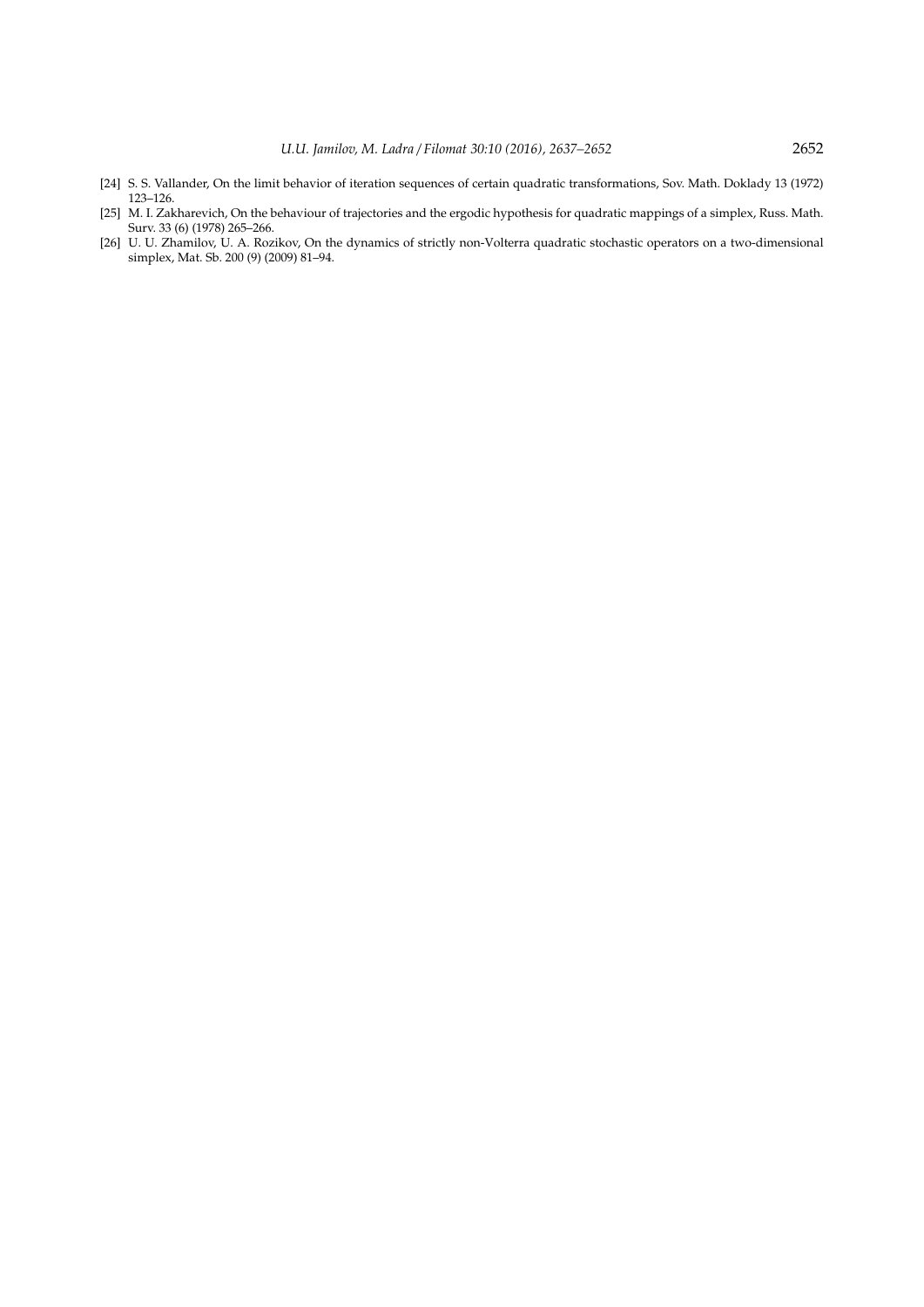[24] S. S. Vallander, On the limit behavior of iteration sequences of certain quadratic transformations, Sov. Math. Doklady 13 (1972) 123–126.

[25] M. I. Zakharevich, On the behaviour of trajectories and the ergodic hypothesis for quadratic mappings of a simplex, Russ. Math. Surv. 33 (6) (1978) 265–266.

[26] U. U. Zhamilov, U. A. Rozikov, On the dynamics of strictly non-Volterra quadratic stochastic operators on a two-dimensional simplex, Mat. Sb. 200 (9) (2009) 81–94.